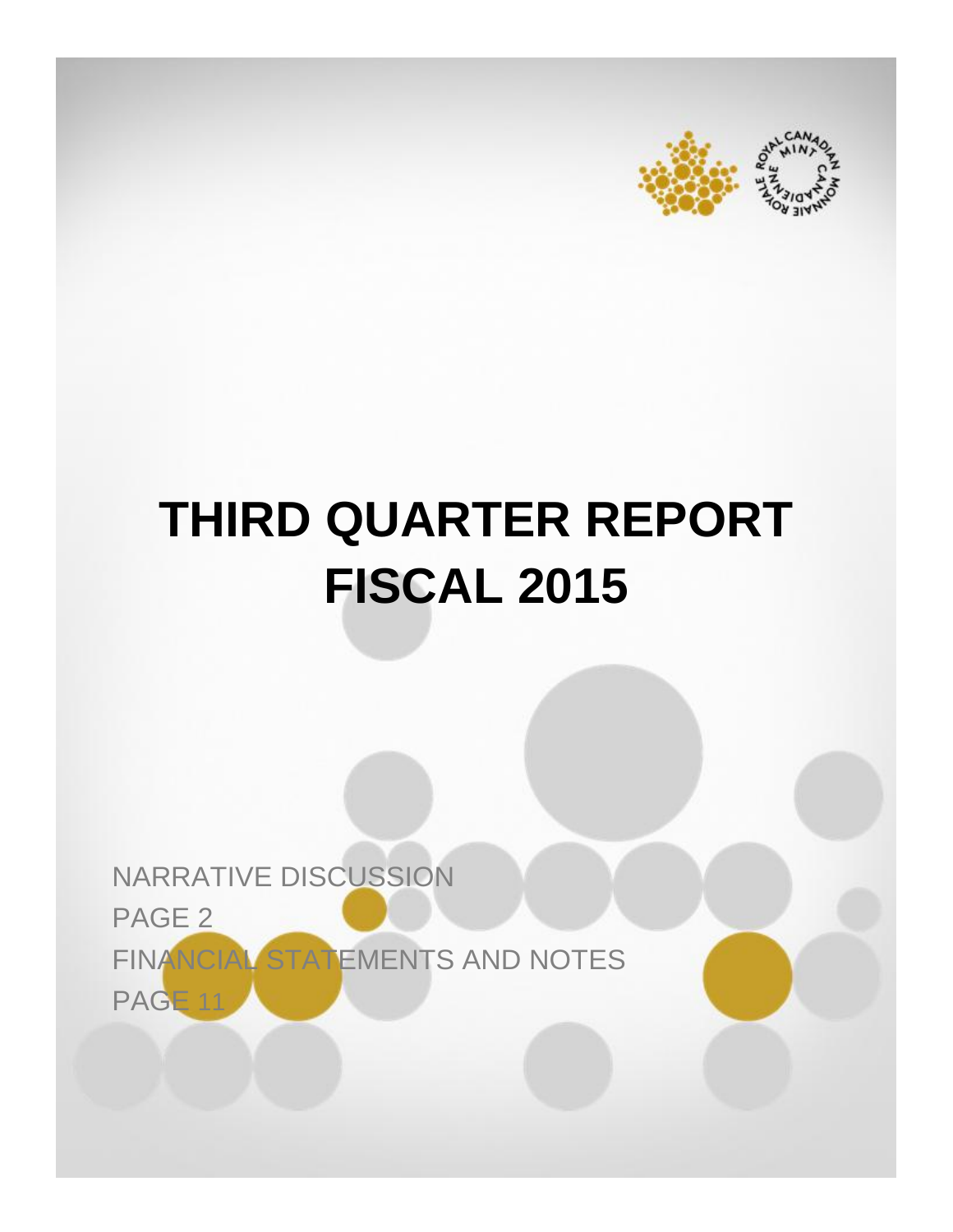# THIRD QUARTER REPORT FISCAL 2015

NARRATIVE DISCUSSION

PAGE 2

FINANCIAL STATEMENTS AND NOTES

PAGE 11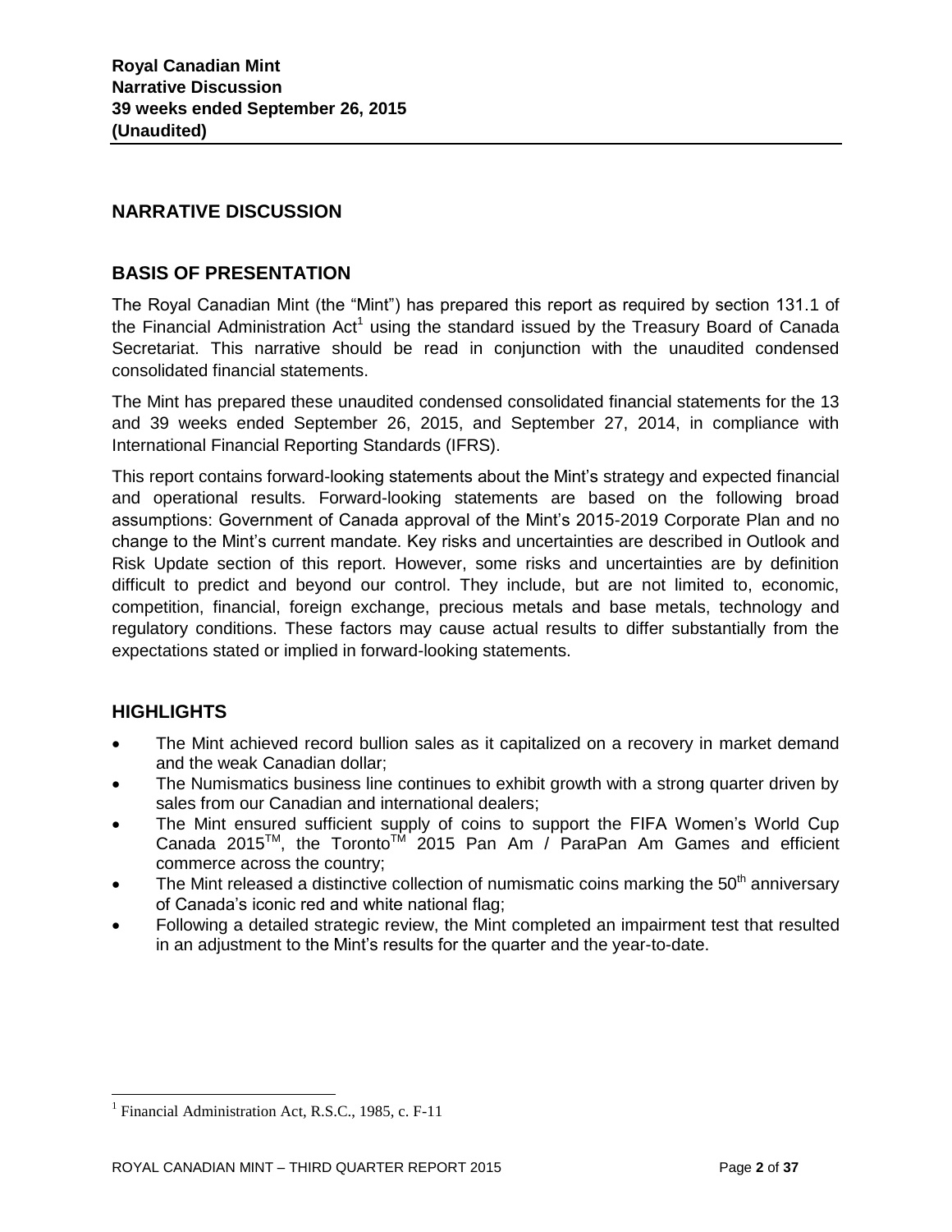## NARRATIVE DISCUSSION

## BASIS OF PRESENTATION

The Royal Canadian Mint (the "Mint") has prepared this report as required by section 131.1 of the Financial Administration Act[1] using the standard issued by the Treasury Board of Canada Secretariat. This narrative should be read in conjunction with the unaudited condensed consolidated financial statements.

The Mint has prepared these unaudited condensed consolidated financial statements for the 13 and 39 weeks ended September 26, 2015, and September 27, 2014, in compliance with International Financial Reporting Standards (IFRS).

This report contains forward-looking statements about the Mint's strategy and expected financial and operational results. Forward-looking statements are based on the following broad assumptions: Government of Canada approval of the Mint's 2015-2019 Corporate Plan and no change to the Mint's current mandate. Key risks and uncertainties are described in Outlook and Risk Update section of this report. However, some risks and uncertainties are by definition difficult to predict and beyond our control. They include, but are not limited to, economic, competition, financial, foreign exchange, precious metals and base metals, technology and regulatory conditions. These factors may cause actual results to differ substantially from the expectations stated or implied in forward-looking statements.

## HIGHLIGHTS

- The Mint achieved record bullion sales as it capitalized on a recovery in market demand and the weak Canadian dollar;
- The Numismatics business line continues to exhibit growth with a strong quarter driven by sales from our Canadian and international dealers;
- The Mint ensured sufficient supply of coins to support the FIFA Women's World Cup Canada 2015™, the Toronto™ 2015 Pan Am / ParaPan Am Games and efficient commerce across the country;
- The Mint released a distinctive collection of numismatic coins marking the 50th anniversary of Canada's iconic red and white national flag;
- Following a detailed strategic review, the Mint completed an impairment test that resulted in an adjustment to the Mint's results for the quarter and the year-to-date.

---

[1] Financial Administration Act, R.S.C., 1985, c. F-11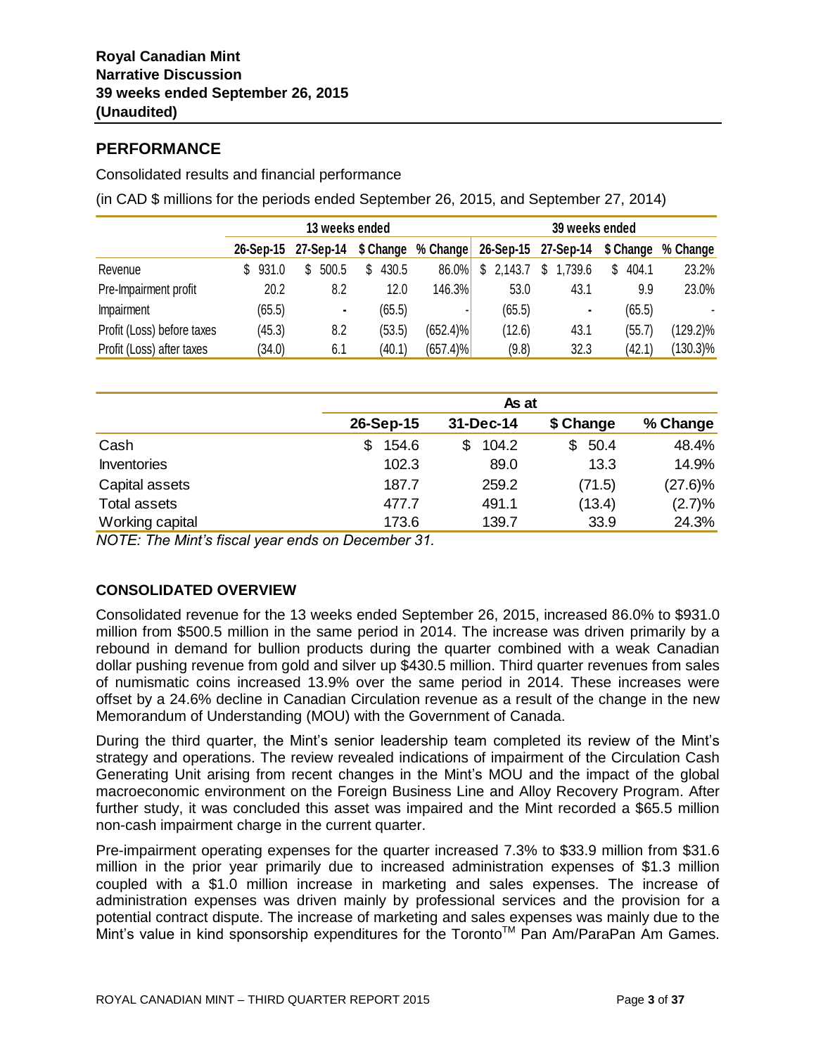## PERFORMANCE

Consolidated results and financial performance

(in CAD $ millions for the periods ended September 26, 2015, and September 27, 2014)

| | 13 weeks ended | | | | 39 weeks ended | | | |
|---|---|---|---|---|---|---|---|---|
| | 26-Sep-15 | 27-Sep-14 | $ Change | % Change | 26-Sep-15 | 27-Sep-14 | $ Change | % Change |
| Revenue | $ 931.0 | $ 500.5 | $ 430.5 | 86.0% | $ 2,143.7 | $ 1,739.6 | $ 404.1 | 23.2% |
| Pre-Impairment profit | 20.2 | 8.2 | 12.0 | 146.3% | 53.0 | 43.1 | 9.9 | 23.0% |
| Impairment | (65.5) | - | (65.5) | - | (65.5) | - | (65.5) | - |
| Profit (Loss) before taxes | (45.3) | 8.2 | (53.5) | (652.4)% | (12.6) | 43.1 | (55.7) | (129.2)% |
| Profit (Loss) after taxes | (34.0) | 6.1 | (40.1) | (657.4)% | (9.8) | 32.3 | (42.1) | (130.3)% |

| | As at | | | |
|---|---|---|---|---|
| | 26-Sep-15 | 31-Dec-14 | $ Change | % Change |
| Cash | $ 154.6 | $ 104.2 | $ 50.4 | 48.4% |
| Inventories | 102.3 | 89.0 | 13.3 | 14.9% |
| Capital assets | 187.7 | 259.2 | (71.5) | (27.6)% |
| Total assets | 477.7 | 491.1 | (13.4) | (2.7)% |
| Working capital | 173.6 | 139.7 | 33.9 | 24.3% |

*NOTE: The Mint's fiscal year ends on December 31.*

### CONSOLIDATED OVERVIEW

Consolidated revenue for the 13 weeks ended September 26, 2015, increased 86.0% to $931.0 million from $500.5 million in the same period in 2014. The increase was driven primarily by a rebound in demand for bullion products during the quarter combined with a weak Canadian dollar pushing revenue from gold and silver up $430.5 million. Third quarter revenues from sales of numismatic coins increased 13.9% over the same period in 2014. These increases were offset by a 24.6% decline in Canadian Circulation revenue as a result of the change in the new Memorandum of Understanding (MOU) with the Government of Canada.

During the third quarter, the Mint's senior leadership team completed its review of the Mint's strategy and operations. The review revealed indications of impairment of the Circulation Cash Generating Unit arising from recent changes in the Mint's MOU and the impact of the global macroeconomic environment on the Foreign Business Line and Alloy Recovery Program. After further study, it was concluded this asset was impaired and the Mint recorded a $65.5 million non-cash impairment charge in the current quarter.

Pre-impairment operating expenses for the quarter increased 7.3% to $33.9 million from $31.6 million in the prior year primarily due to increased administration expenses of $1.3 million coupled with a $1.0 million increase in marketing and sales expenses. The increase of administration expenses was driven mainly by professional services and the provision for a potential contract dispute. The increase of marketing and sales expenses was mainly due to the Mint's value in kind sponsorship expenditures for the Toronto™ Pan Am/ParaPan Am Games.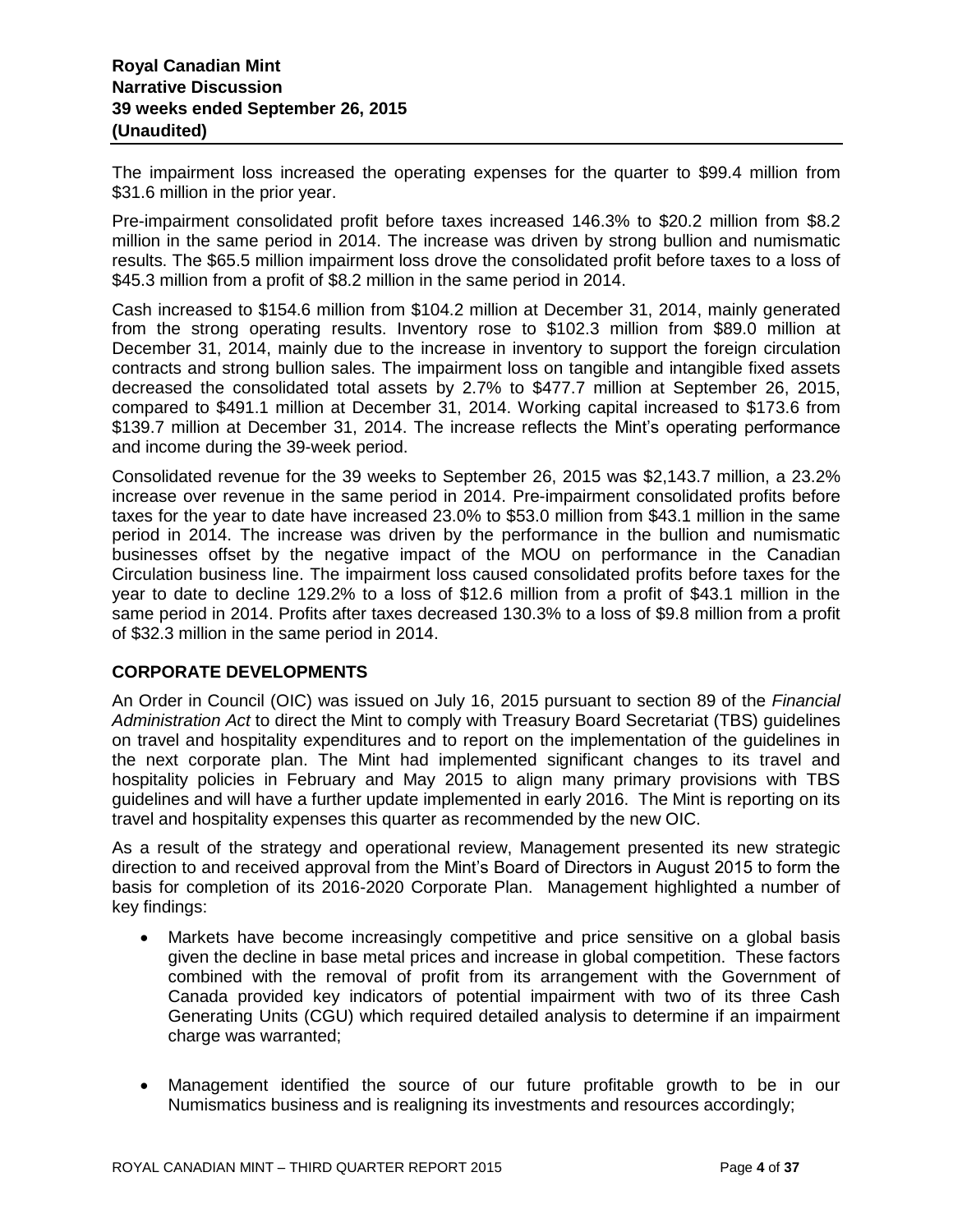The impairment loss increased the operating expenses for the quarter to \$99.4 million from \$31.6 million in the prior year.

Pre-impairment consolidated profit before taxes increased 146.3% to \$20.2 million from \$8.2 million in the same period in 2014. The increase was driven by strong bullion and numismatic results. The \$65.5 million impairment loss drove the consolidated profit before taxes to a loss of \$45.3 million from a profit of \$8.2 million in the same period in 2014.

Cash increased to \$154.6 million from \$104.2 million at December 31, 2014, mainly generated from the strong operating results. Inventory rose to \$102.3 million from \$89.0 million at December 31, 2014, mainly due to the increase in inventory to support the foreign circulation contracts and strong bullion sales. The impairment loss on tangible and intangible fixed assets decreased the consolidated total assets by 2.7% to \$477.7 million at September 26, 2015, compared to \$491.1 million at December 31, 2014. Working capital increased to \$173.6 from \$139.7 million at December 31, 2014. The increase reflects the Mint's operating performance and income during the 39-week period.

Consolidated revenue for the 39 weeks to September 26, 2015 was \$2,143.7 million, a 23.2% increase over revenue in the same period in 2014. Pre-impairment consolidated profits before taxes for the year to date have increased 23.0% to \$53.0 million from \$43.1 million in the same period in 2014. The increase was driven by the performance in the bullion and numismatic businesses offset by the negative impact of the MOU on performance in the Canadian Circulation business line. The impairment loss caused consolidated profits before taxes for the year to date to decline 129.2% to a loss of \$12.6 million from a profit of \$43.1 million in the same period in 2014. Profits after taxes decreased 130.3% to a loss of \$9.8 million from a profit of \$32.3 million in the same period in 2014.

## CORPORATE DEVELOPMENTS

An Order in Council (OIC) was issued on July 16, 2015 pursuant to section 89 of the *Financial Administration Act* to direct the Mint to comply with Treasury Board Secretariat (TBS) guidelines on travel and hospitality expenditures and to report on the implementation of the guidelines in the next corporate plan. The Mint had implemented significant changes to its travel and hospitality policies in February and May 2015 to align many primary provisions with TBS guidelines and will have a further update implemented in early 2016. The Mint is reporting on its travel and hospitality expenses this quarter as recommended by the new OIC.

As a result of the strategy and operational review, Management presented its new strategic direction to and received approval from the Mint's Board of Directors in August 2015 to form the basis for completion of its 2016-2020 Corporate Plan. Management highlighted a number of key findings:

- Markets have become increasingly competitive and price sensitive on a global basis given the decline in base metal prices and increase in global competition. These factors combined with the removal of profit from its arrangement with the Government of Canada provided key indicators of potential impairment with two of its three Cash Generating Units (CGU) which required detailed analysis to determine if an impairment charge was warranted;
- Management identified the source of our future profitable growth to be in our Numismatics business and is realigning its investments and resources accordingly;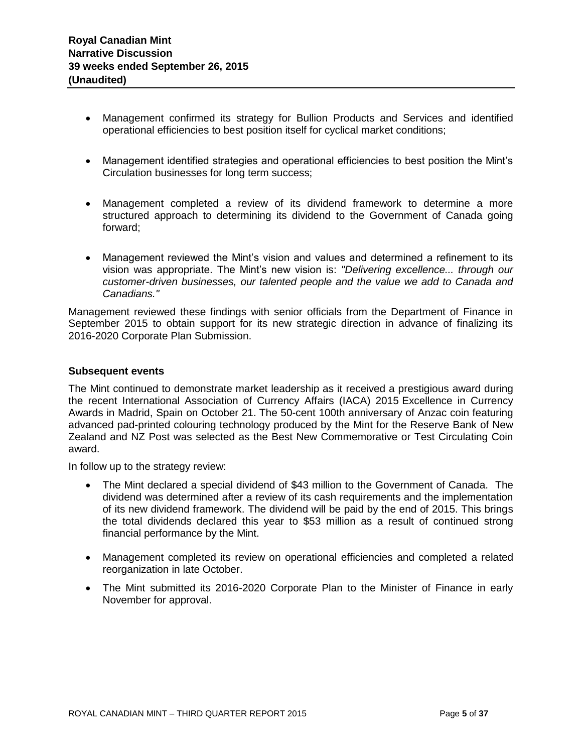- Management confirmed its strategy for Bullion Products and Services and identified operational efficiencies to best position itself for cyclical market conditions;

- Management identified strategies and operational efficiencies to best position the Mint's Circulation businesses for long term success;

- Management completed a review of its dividend framework to determine a more structured approach to determining its dividend to the Government of Canada going forward;

- Management reviewed the Mint's vision and values and determined a refinement to its vision was appropriate. The Mint's new vision is: *"Delivering excellence... through our customer-driven businesses, our talented people and the value we add to Canada and Canadians."*

Management reviewed these findings with senior officials from the Department of Finance in September 2015 to obtain support for its new strategic direction in advance of finalizing its 2016-2020 Corporate Plan Submission.

### Subsequent events

The Mint continued to demonstrate market leadership as it received a prestigious award during the recent International Association of Currency Affairs (IACA) 2015 Excellence in Currency Awards in Madrid, Spain on October 21. The 50-cent 100th anniversary of Anzac coin featuring advanced pad-printed colouring technology produced by the Mint for the Reserve Bank of New Zealand and NZ Post was selected as the Best New Commemorative or Test Circulating Coin award.

In follow up to the strategy review:

- The Mint declared a special dividend of $43 million to the Government of Canada. The dividend was determined after a review of its cash requirements and the implementation of its new dividend framework. The dividend will be paid by the end of 2015. This brings the total dividends declared this year to $53 million as a result of continued strong financial performance by the Mint.

- Management completed its review on operational efficiencies and completed a related reorganization in late October.

- The Mint submitted its 2016-2020 Corporate Plan to the Minister of Finance in early November for approval.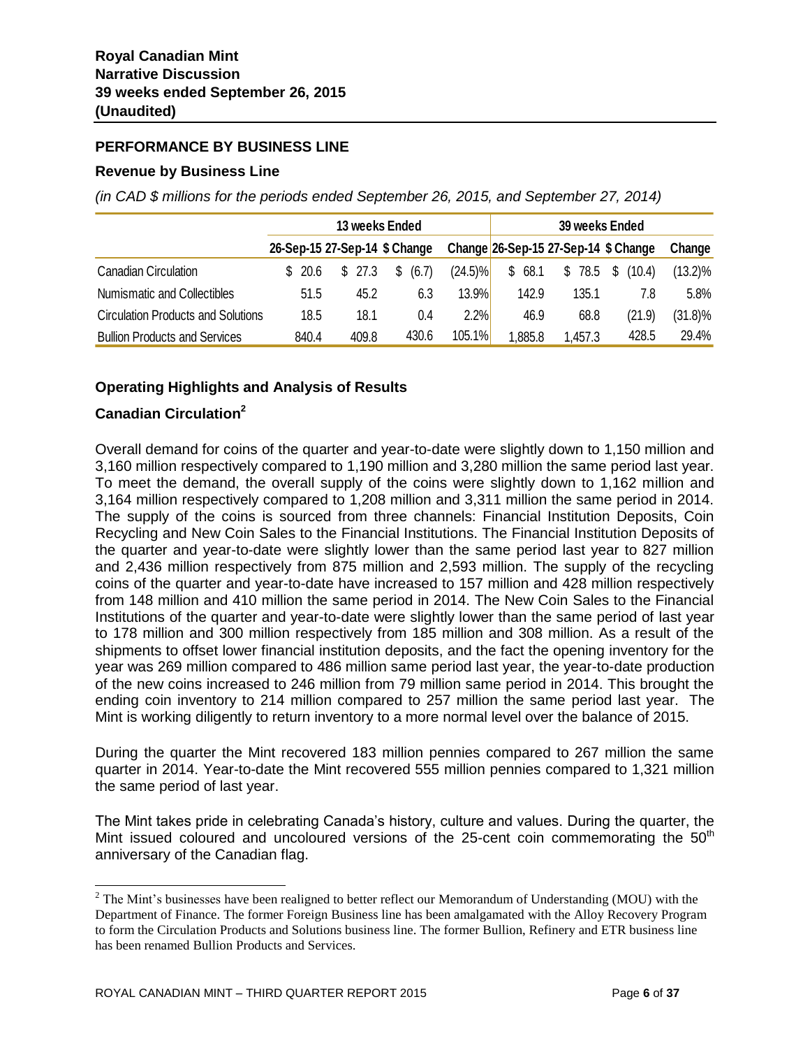**Royal Canadian Mint**
**Narrative Discussion**
**39 weeks ended September 26, 2015**
**(Unaudited)**

## PERFORMANCE BY BUSINESS LINE

### Revenue by Business Line

*(in CAD $ millions for the periods ended September 26, 2015, and September 27, 2014)*

| | 13 weeks Ended | | | | 39 weeks Ended | | | |
|---|---|---|---|---|---|---|---|---|
| | 26-Sep-15 | 27-Sep-14 | $ Change | Change | 26-Sep-15 | 27-Sep-14 | $ Change | Change |
| Canadian Circulation | $ 20.6 | $ 27.3 | $ (6.7) | (24.5)% | $ 68.1 | $ 78.5 | $ (10.4) | (13.2)% |
| Numismatic and Collectibles | 51.5 | 45.2 | 6.3 | 13.9% | 142.9 | 135.1 | 7.8 | 5.8% |
| Circulation Products and Solutions | 18.5 | 18.1 | 0.4 | 2.2% | 46.9 | 68.8 | (21.9) | (31.8)% |
| Bullion Products and Services | 840.4 | 409.8 | 430.6 | 105.1% | 1,885.8 | 1,457.3 | 428.5 | 29.4% |

### Operating Highlights and Analysis of Results

### Canadian Circulation[2]

Overall demand for coins of the quarter and year-to-date were slightly down to 1,150 million and 3,160 million respectively compared to 1,190 million and 3,280 million the same period last year. To meet the demand, the overall supply of the coins were slightly down to 1,162 million and 3,164 million respectively compared to 1,208 million and 3,311 million the same period in 2014. The supply of the coins is sourced from three channels: Financial Institution Deposits, Coin Recycling and New Coin Sales to the Financial Institutions. The Financial Institution Deposits of the quarter and year-to-date were slightly lower than the same period last year to 827 million and 2,436 million respectively from 875 million and 2,593 million. The supply of the recycling coins of the quarter and year-to-date have increased to 157 million and 428 million respectively from 148 million and 410 million the same period in 2014. The New Coin Sales to the Financial Institutions of the quarter and year-to-date were slightly lower than the same period of last year to 178 million and 300 million respectively from 185 million and 308 million. As a result of the shipments to offset lower financial institution deposits, and the fact the opening inventory for the year was 269 million compared to 486 million same period last year, the year-to-date production of the new coins increased to 246 million from 79 million same period in 2014. This brought the ending coin inventory to 214 million compared to 257 million the same period last year. The Mint is working diligently to return inventory to a more normal level over the balance of 2015.

During the quarter the Mint recovered 183 million pennies compared to 267 million the same quarter in 2014. Year-to-date the Mint recovered 555 million pennies compared to 1,321 million the same period of last year.

The Mint takes pride in celebrating Canada's history, culture and values. During the quarter, the Mint issued coloured and uncoloured versions of the 25-cent coin commemorating the 50th anniversary of the Canadian flag.

---

[2] The Mint's businesses have been realigned to better reflect our Memorandum of Understanding (MOU) with the Department of Finance. The former Foreign Business line has been amalgamated with the Alloy Recovery Program to form the Circulation Products and Solutions business line. The former Bullion, Refinery and ETR business line has been renamed Bullion Products and Services.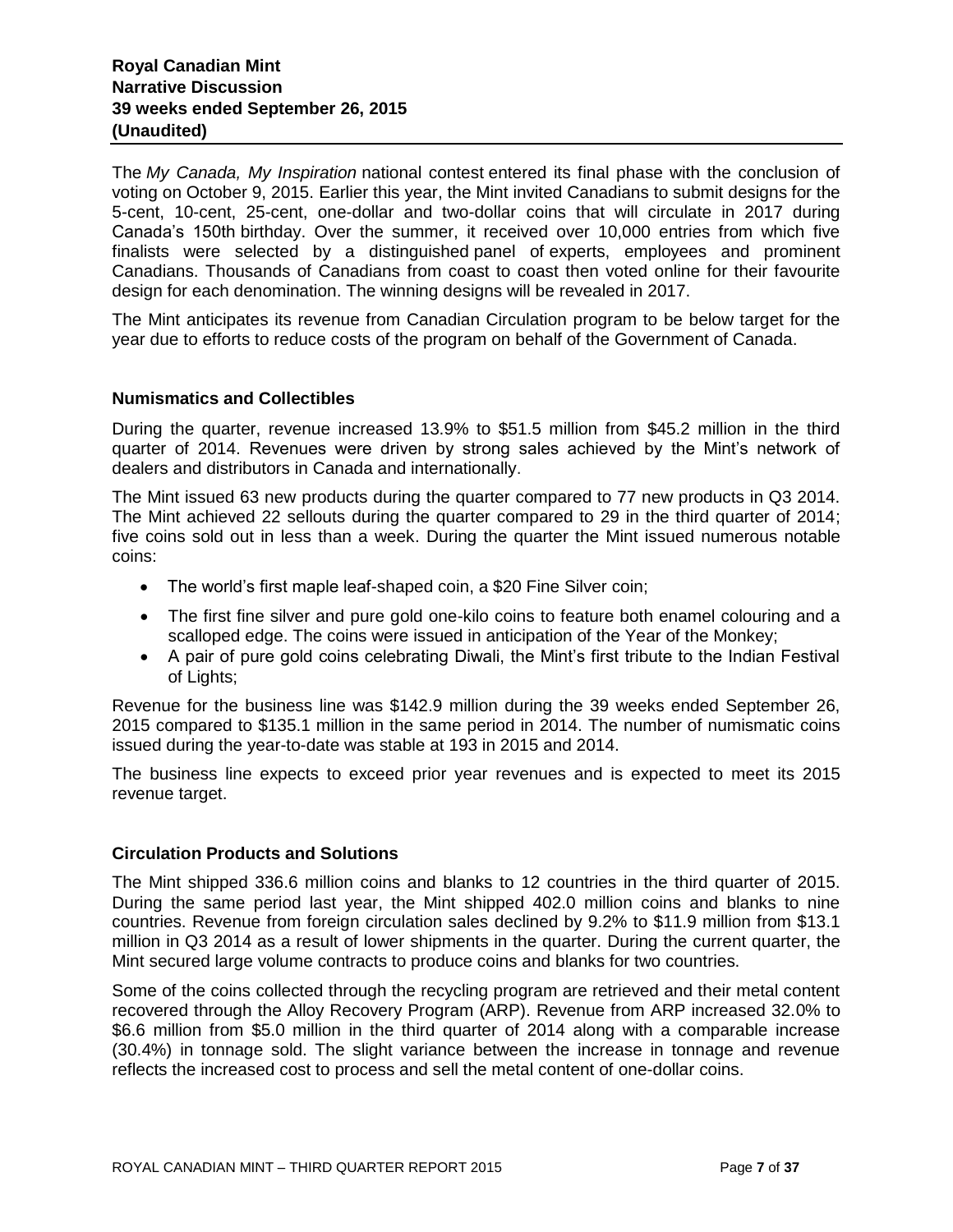The *My Canada, My Inspiration* national contest entered its final phase with the conclusion of voting on October 9, 2015. Earlier this year, the Mint invited Canadians to submit designs for the 5-cent, 10-cent, 25-cent, one-dollar and two-dollar coins that will circulate in 2017 during Canada's 150th birthday. Over the summer, it received over 10,000 entries from which five finalists were selected by a distinguished panel of experts, employees and prominent Canadians. Thousands of Canadians from coast to coast then voted online for their favourite design for each denomination. The winning designs will be revealed in 2017.

The Mint anticipates its revenue from Canadian Circulation program to be below target for the year due to efforts to reduce costs of the program on behalf of the Government of Canada.

### Numismatics and Collectibles

During the quarter, revenue increased 13.9% to $51.5 million from $45.2 million in the third quarter of 2014. Revenues were driven by strong sales achieved by the Mint's network of dealers and distributors in Canada and internationally.

The Mint issued 63 new products during the quarter compared to 77 new products in Q3 2014. The Mint achieved 22 sellouts during the quarter compared to 29 in the third quarter of 2014; five coins sold out in less than a week. During the quarter the Mint issued numerous notable coins:

- The world's first maple leaf-shaped coin, a $20 Fine Silver coin;
- The first fine silver and pure gold one-kilo coins to feature both enamel colouring and a scalloped edge. The coins were issued in anticipation of the Year of the Monkey;
- A pair of pure gold coins celebrating Diwali, the Mint's first tribute to the Indian Festival of Lights;

Revenue for the business line was $142.9 million during the 39 weeks ended September 26, 2015 compared to $135.1 million in the same period in 2014. The number of numismatic coins issued during the year-to-date was stable at 193 in 2015 and 2014.

The business line expects to exceed prior year revenues and is expected to meet its 2015 revenue target.

### Circulation Products and Solutions

The Mint shipped 336.6 million coins and blanks to 12 countries in the third quarter of 2015. During the same period last year, the Mint shipped 402.0 million coins and blanks to nine countries. Revenue from foreign circulation sales declined by 9.2% to $11.9 million from $13.1 million in Q3 2014 as a result of lower shipments in the quarter. During the current quarter, the Mint secured large volume contracts to produce coins and blanks for two countries.

Some of the coins collected through the recycling program are retrieved and their metal content recovered through the Alloy Recovery Program (ARP). Revenue from ARP increased 32.0% to $6.6 million from $5.0 million in the third quarter of 2014 along with a comparable increase (30.4%) in tonnage sold. The slight variance between the increase in tonnage and revenue reflects the increased cost to process and sell the metal content of one-dollar coins.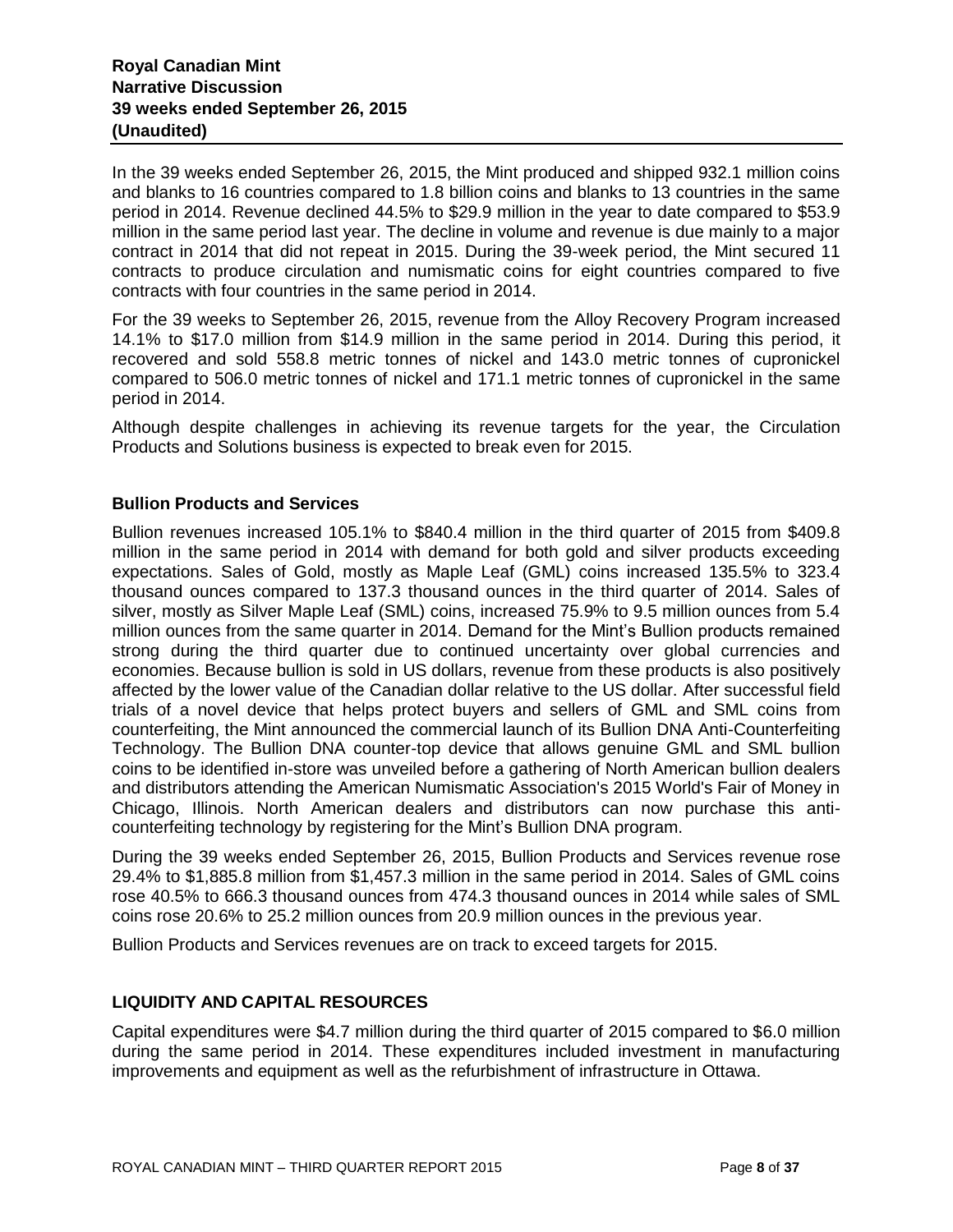In the 39 weeks ended September 26, 2015, the Mint produced and shipped 932.1 million coins and blanks to 16 countries compared to 1.8 billion coins and blanks to 13 countries in the same period in 2014. Revenue declined 44.5% to $29.9 million in the year to date compared to $53.9 million in the same period last year. The decline in volume and revenue is due mainly to a major contract in 2014 that did not repeat in 2015. During the 39-week period, the Mint secured 11 contracts to produce circulation and numismatic coins for eight countries compared to five contracts with four countries in the same period in 2014.

For the 39 weeks to September 26, 2015, revenue from the Alloy Recovery Program increased 14.1% to $17.0 million from $14.9 million in the same period in 2014. During this period, it recovered and sold 558.8 metric tonnes of nickel and 143.0 metric tonnes of cupronickel compared to 506.0 metric tonnes of nickel and 171.1 metric tonnes of cupronickel in the same period in 2014.

Although despite challenges in achieving its revenue targets for the year, the Circulation Products and Solutions business is expected to break even for 2015.

### Bullion Products and Services

Bullion revenues increased 105.1% to $840.4 million in the third quarter of 2015 from $409.8 million in the same period in 2014 with demand for both gold and silver products exceeding expectations. Sales of Gold, mostly as Maple Leaf (GML) coins increased 135.5% to 323.4 thousand ounces compared to 137.3 thousand ounces in the third quarter of 2014. Sales of silver, mostly as Silver Maple Leaf (SML) coins, increased 75.9% to 9.5 million ounces from 5.4 million ounces from the same quarter in 2014. Demand for the Mint's Bullion products remained strong during the third quarter due to continued uncertainty over global currencies and economies. Because bullion is sold in US dollars, revenue from these products is also positively affected by the lower value of the Canadian dollar relative to the US dollar. After successful field trials of a novel device that helps protect buyers and sellers of GML and SML coins from counterfeiting, the Mint announced the commercial launch of its Bullion DNA Anti-Counterfeiting Technology. The Bullion DNA counter-top device that allows genuine GML and SML bullion coins to be identified in-store was unveiled before a gathering of North American bullion dealers and distributors attending the American Numismatic Association's 2015 World's Fair of Money in Chicago, Illinois. North American dealers and distributors can now purchase this anti-counterfeiting technology by registering for the Mint's Bullion DNA program.

During the 39 weeks ended September 26, 2015, Bullion Products and Services revenue rose 29.4% to $1,885.8 million from $1,457.3 million in the same period in 2014. Sales of GML coins rose 40.5% to 666.3 thousand ounces from 474.3 thousand ounces in 2014 while sales of SML coins rose 20.6% to 25.2 million ounces from 20.9 million ounces in the previous year.

Bullion Products and Services revenues are on track to exceed targets for 2015.

## LIQUIDITY AND CAPITAL RESOURCES

Capital expenditures were $4.7 million during the third quarter of 2015 compared to $6.0 million during the same period in 2014. These expenditures included investment in manufacturing improvements and equipment as well as the refurbishment of infrastructure in Ottawa.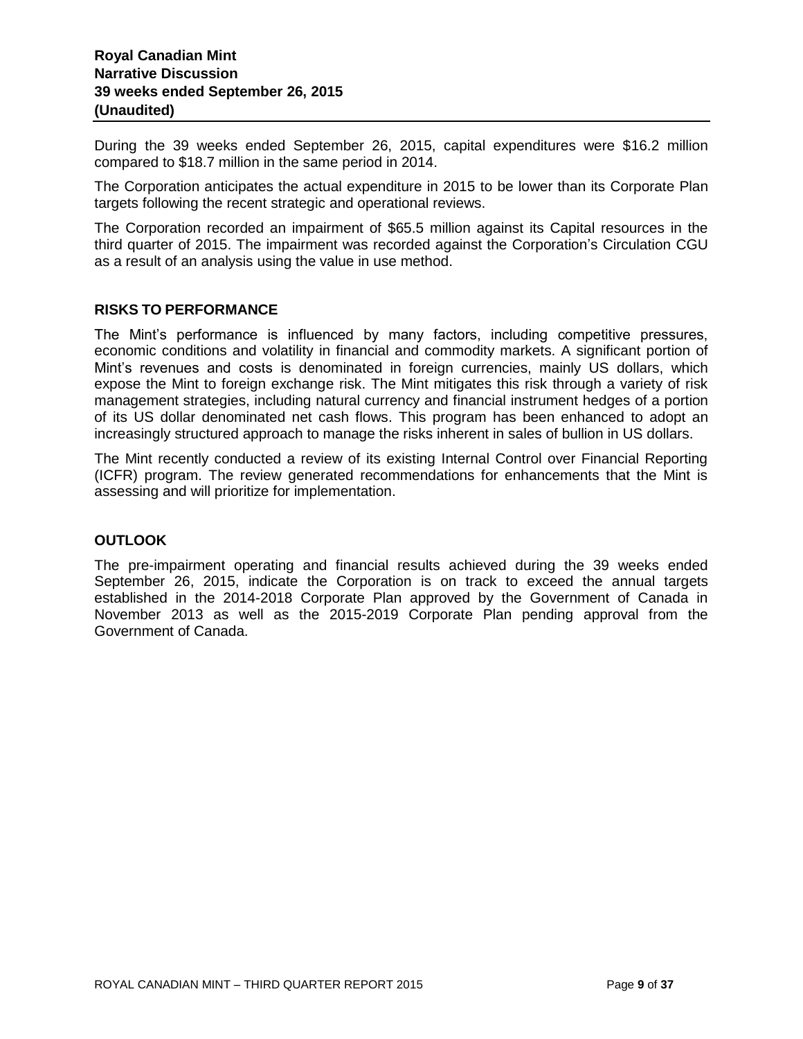During the 39 weeks ended September 26, 2015, capital expenditures were $16.2 million compared to $18.7 million in the same period in 2014.

The Corporation anticipates the actual expenditure in 2015 to be lower than its Corporate Plan targets following the recent strategic and operational reviews.

The Corporation recorded an impairment of $65.5 million against its Capital resources in the third quarter of 2015. The impairment was recorded against the Corporation's Circulation CGU as a result of an analysis using the value in use method.

## RISKS TO PERFORMANCE

The Mint's performance is influenced by many factors, including competitive pressures, economic conditions and volatility in financial and commodity markets. A significant portion of Mint's revenues and costs is denominated in foreign currencies, mainly US dollars, which expose the Mint to foreign exchange risk. The Mint mitigates this risk through a variety of risk management strategies, including natural currency and financial instrument hedges of a portion of its US dollar denominated net cash flows. This program has been enhanced to adopt an increasingly structured approach to manage the risks inherent in sales of bullion in US dollars.

The Mint recently conducted a review of its existing Internal Control over Financial Reporting (ICFR) program. The review generated recommendations for enhancements that the Mint is assessing and will prioritize for implementation.

## OUTLOOK

The pre-impairment operating and financial results achieved during the 39 weeks ended September 26, 2015, indicate the Corporation is on track to exceed the annual targets established in the 2014-2018 Corporate Plan approved by the Government of Canada in November 2013 as well as the 2015-2019 Corporate Plan pending approval from the Government of Canada.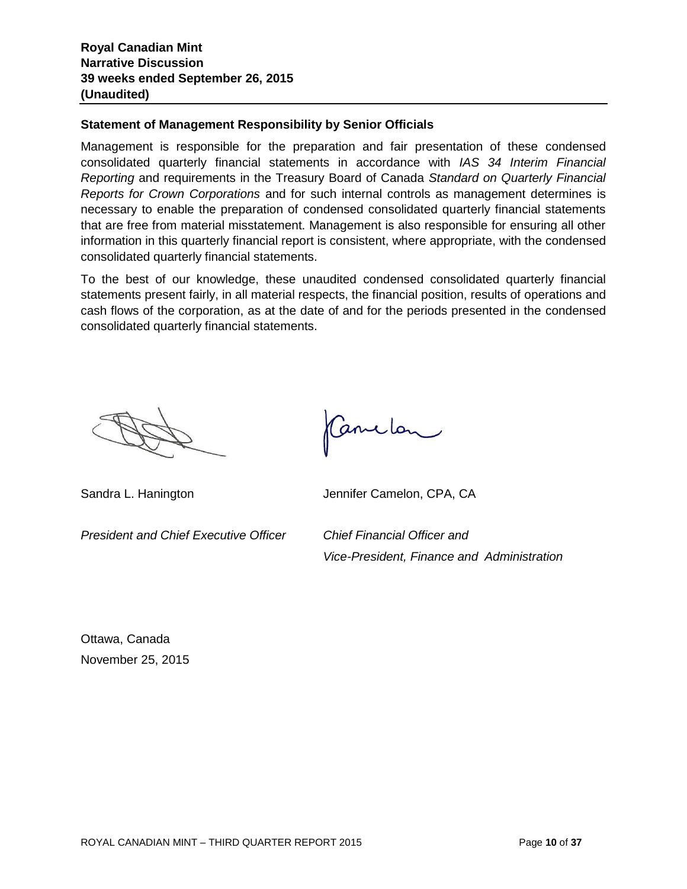**Royal Canadian Mint**
**Narrative Discussion**
**39 weeks ended September 26, 2015**
**(Unaudited)**

## Statement of Management Responsibility by Senior Officials

Management is responsible for the preparation and fair presentation of these condensed consolidated quarterly financial statements in accordance with *IAS 34 Interim Financial Reporting* and requirements in the Treasury Board of Canada *Standard on Quarterly Financial Reports for Crown Corporations* and for such internal controls as management determines is necessary to enable the preparation of condensed consolidated quarterly financial statements that are free from material misstatement. Management is also responsible for ensuring all other information in this quarterly financial report is consistent, where appropriate, with the condensed consolidated quarterly financial statements.

To the best of our knowledge, these unaudited condensed consolidated quarterly financial statements present fairly, in all material respects, the financial position, results of operations and cash flows of the corporation, as at the date of and for the periods presented in the condensed consolidated quarterly financial statements.

Sandra L. Hanington
*President and Chief Executive Officer*

Jennifer Camelon, CPA, CA
*Chief Financial Officer and Vice-President, Finance and Administration*

Ottawa, Canada
November 25, 2015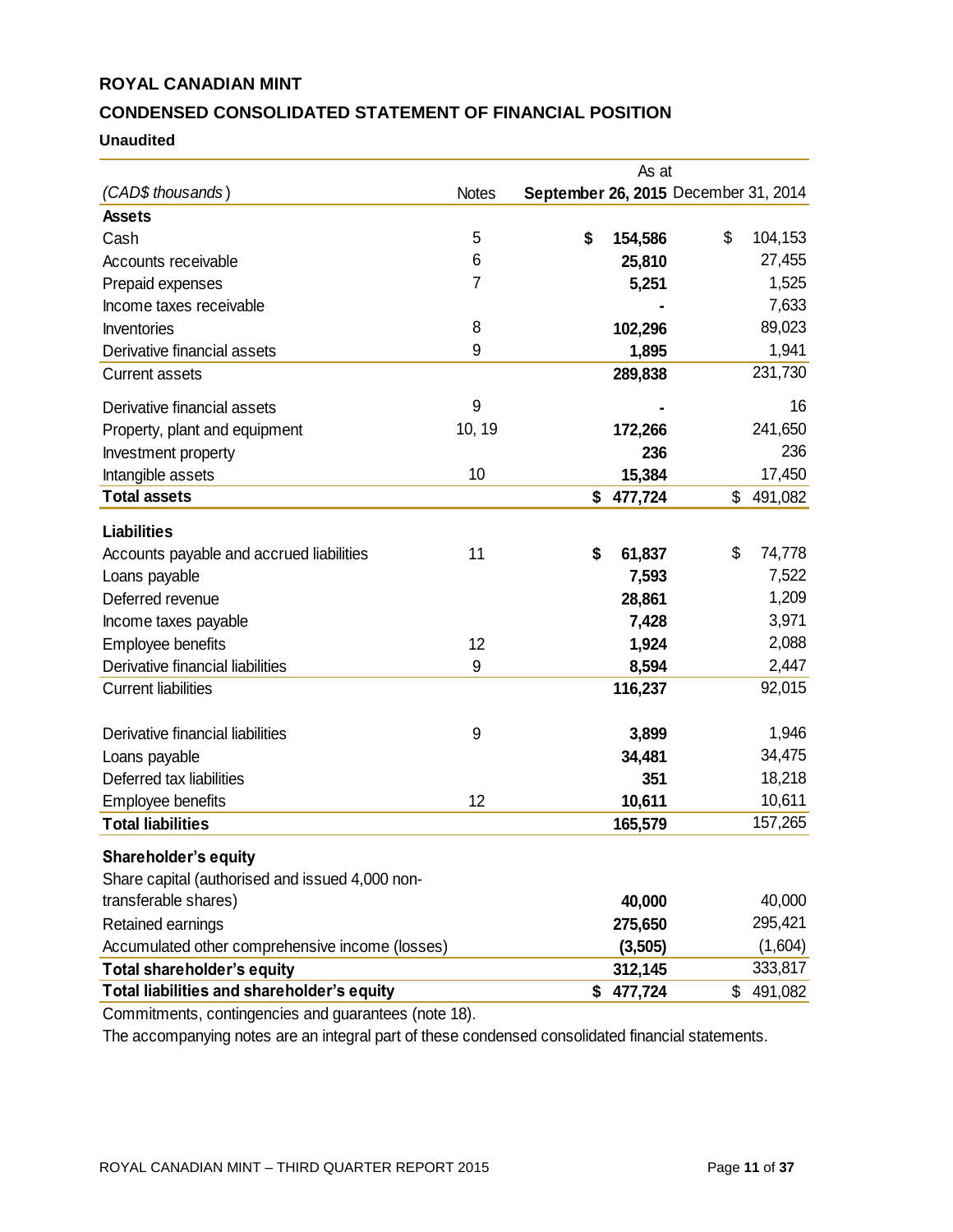# ROYAL CANADIAN MINT

## CONDENSED CONSOLIDATED STATEMENT OF FINANCIAL POSITION

**Unaudited**

| *(CAD$ thousands)* | Notes | As at September 26, 2015 | December 31, 2014 |
|---|---|---|---|
| **Assets** | | | |
| Cash | 5 | **$ 154,586** | $ 104,153 |
| Accounts receivable | 6 | **25,810** | 27,455 |
| Prepaid expenses | 7 | **5,251** | 1,525 |
| Income taxes receivable | | **-** | 7,633 |
| Inventories | 8 | **102,296** | 89,023 |
| Derivative financial assets | 9 | **1,895** | 1,941 |
| Current assets | | **289,838** | 231,730 |
| Derivative financial assets | 9 | **-** | 16 |
| Property, plant and equipment | 10, 19 | **172,266** | 241,650 |
| Investment property | | **236** | 236 |
| Intangible assets | 10 | **15,384** | 17,450 |
| **Total assets** | | **$ 477,724** | $ 491,082 |
| **Liabilities** | | | |
| Accounts payable and accrued liabilities | 11 | **$ 61,837** | $ 74,778 |
| Loans payable | | **7,593** | 7,522 |
| Deferred revenue | | **28,861** | 1,209 |
| Income taxes payable | | **7,428** | 3,971 |
| Employee benefits | 12 | **1,924** | 2,088 |
| Derivative financial liabilities | 9 | **8,594** | 2,447 |
| Current liabilities | | **116,237** | 92,015 |
| Derivative financial liabilities | 9 | **3,899** | 1,946 |
| Loans payable | | **34,481** | 34,475 |
| Deferred tax liabilities | | **351** | 18,218 |
| Employee benefits | 12 | **10,611** | 10,611 |
| **Total liabilities** | | **165,579** | 157,265 |
| **Shareholder's equity** | | | |
| Share capital (authorised and issued 4,000 non-transferable shares) | | **40,000** | 40,000 |
| Retained earnings | | **275,650** | 295,421 |
| Accumulated other comprehensive income (losses) | | **(3,505)** | (1,604) |
| **Total shareholder's equity** | | **312,145** | 333,817 |
| **Total liabilities and shareholder's equity** | | **$ 477,724** | $ 491,082 |

Commitments, contingencies and guarantees (note 18).

The accompanying notes are an integral part of these condensed consolidated financial statements.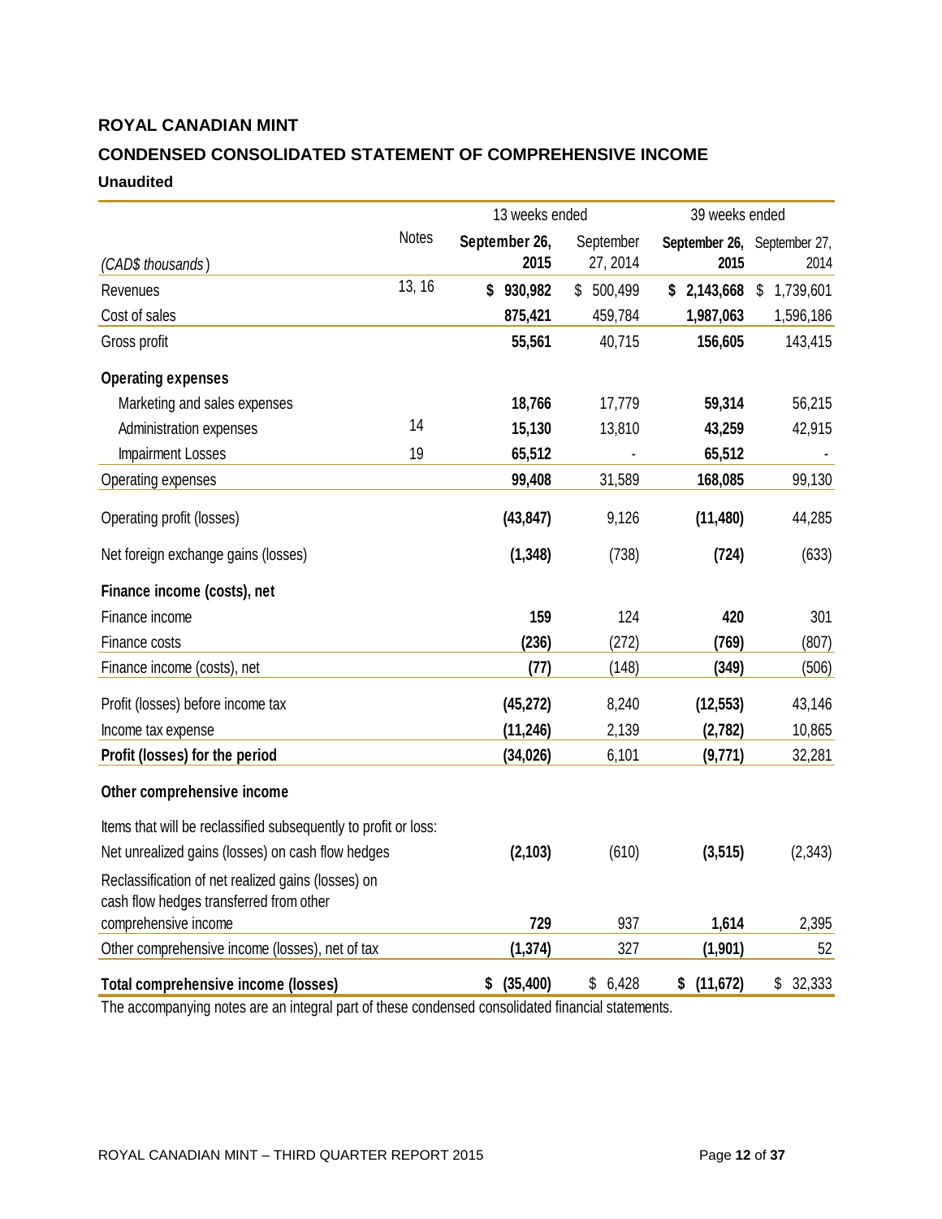**ROYAL CANADIAN MINT**

**CONDENSED CONSOLIDATED STATEMENT OF COMPREHENSIVE INCOME**

**Unaudited**

| (CAD$ thousands) | Notes | 13 weeks ended September 26, 2015 | 13 weeks ended September 27, 2014 | 39 weeks ended September 26, 2015 | 39 weeks ended September 27, 2014 |
|---|---|---|---|---|---|
| Revenues | 13, 16 | **$ 930,982** | $ 500,499 | **$ 2,143,668** | $ 1,739,601 |
| Cost of sales | | **875,421** | 459,784 | **1,987,063** | 1,596,186 |
| Gross profit | | **55,561** | 40,715 | **156,605** | 143,415 |
| **Operating expenses** | | | | | |
| Marketing and sales expenses | | **18,766** | 17,779 | **59,314** | 56,215 |
| Administration expenses | 14 | **15,130** | 13,810 | **43,259** | 42,915 |
| Impairment Losses | 19 | **65,512** | - | **65,512** | - |
| Operating expenses | | **99,408** | 31,589 | **168,085** | 99,130 |
| Operating profit (losses) | | **(43,847)** | 9,126 | **(11,480)** | 44,285 |
| Net foreign exchange gains (losses) | | **(1,348)** | (738) | **(724)** | (633) |
| **Finance income (costs), net** | | | | | |
| Finance income | | **159** | 124 | **420** | 301 |
| Finance costs | | **(236)** | (272) | **(769)** | (807) |
| Finance income (costs), net | | **(77)** | (148) | **(349)** | (506) |
| Profit (losses) before income tax | | **(45,272)** | 8,240 | **(12,553)** | 43,146 |
| Income tax expense | | **(11,246)** | 2,139 | **(2,782)** | 10,865 |
| **Profit (losses) for the period** | | **(34,026)** | 6,101 | **(9,771)** | 32,281 |
| **Other comprehensive income** | | | | | |
| Items that will be reclassified subsequently to profit or loss: | | | | | |
| Net unrealized gains (losses) on cash flow hedges | | **(2,103)** | (610) | **(3,515)** | (2,343) |
| Reclassification of net realized gains (losses) on cash flow hedges transferred from other comprehensive income | | **729** | 937 | **1,614** | 2,395 |
| Other comprehensive income (losses), net of tax | | **(1,374)** | 327 | **(1,901)** | 52 |
| **Total comprehensive income (losses)** | | **$ (35,400)** | $ 6,428 | **$ (11,672)** | $ 32,333 |

The accompanying notes are an integral part of these condensed consolidated financial statements.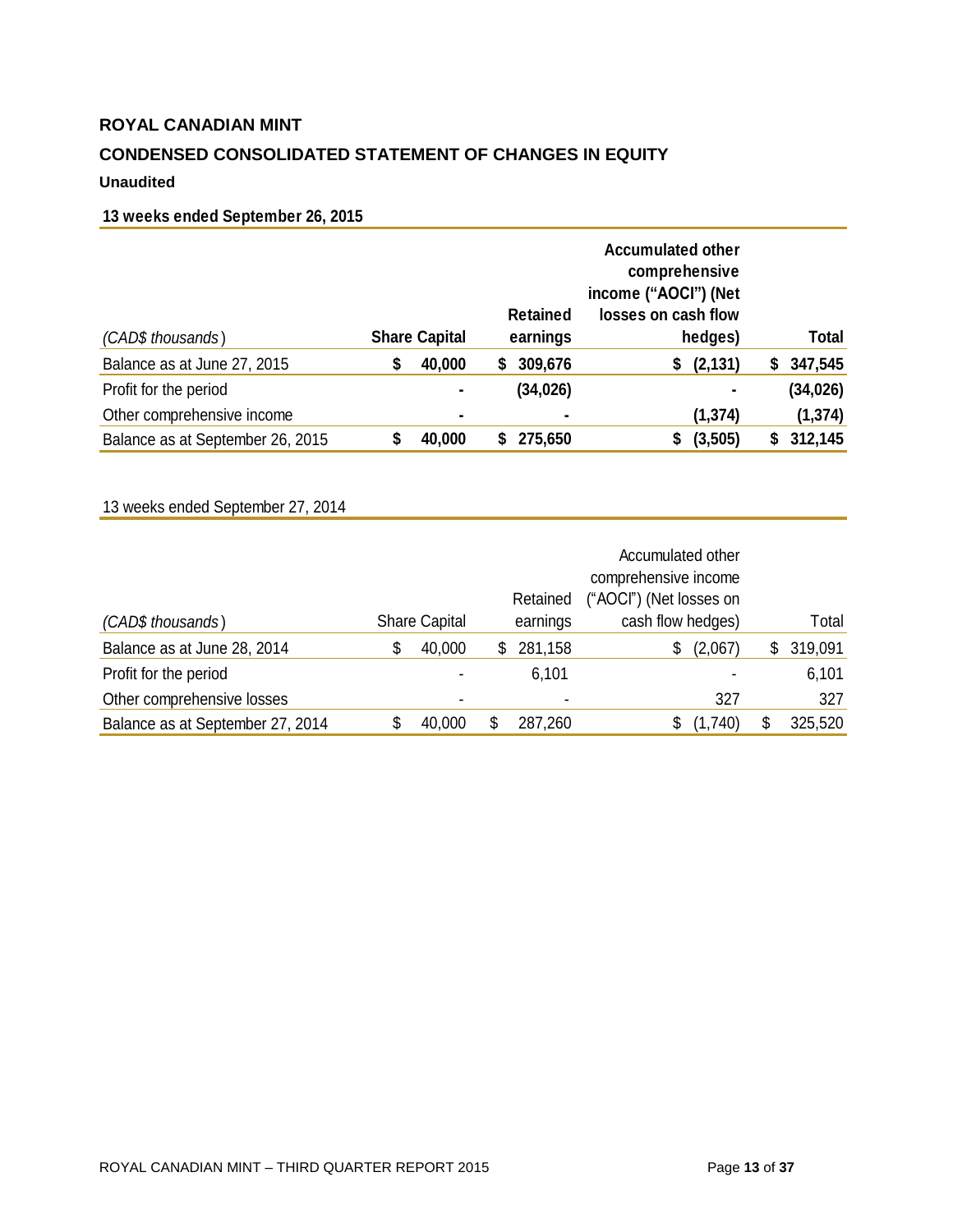# ROYAL CANADIAN MINT

## CONDENSED CONSOLIDATED STATEMENT OF CHANGES IN EQUITY

**Unaudited**

**13 weeks ended September 26, 2015**

| *(CAD$ thousands)* | **Share Capital** | **Retained earnings** | **Accumulated other comprehensive income ("AOCI") (Net losses on cash flow hedges)** | **Total** |
|---|---|---|---|---|
| Balance as at June 27, 2015 | **$ 40,000** | **$ 309,676** | **$ (2,131)** | **$ 347,545** |
| Profit for the period | **-** | **(34,026)** | **-** | **(34,026)** |
| Other comprehensive income | **-** | **-** | **(1,374)** | **(1,374)** |
| Balance as at September 26, 2015 | **$ 40,000** | **$ 275,650** | **$ (3,505)** | **$ 312,145** |

13 weeks ended September 27, 2014

| *(CAD$ thousands)* | Share Capital | Retained earnings | Accumulated other comprehensive income ("AOCI") (Net losses on cash flow hedges) | Total |
|---|---|---|---|---|
| Balance as at June 28, 2014 | $ 40,000 | $ 281,158 | $ (2,067) | $ 319,091 |
| Profit for the period | - | 6,101 | - | 6,101 |
| Other comprehensive losses | - | - | 327 | 327 |
| Balance as at September 27, 2014 | $ 40,000 | $ 287,260 | $ (1,740) | $ 325,520 |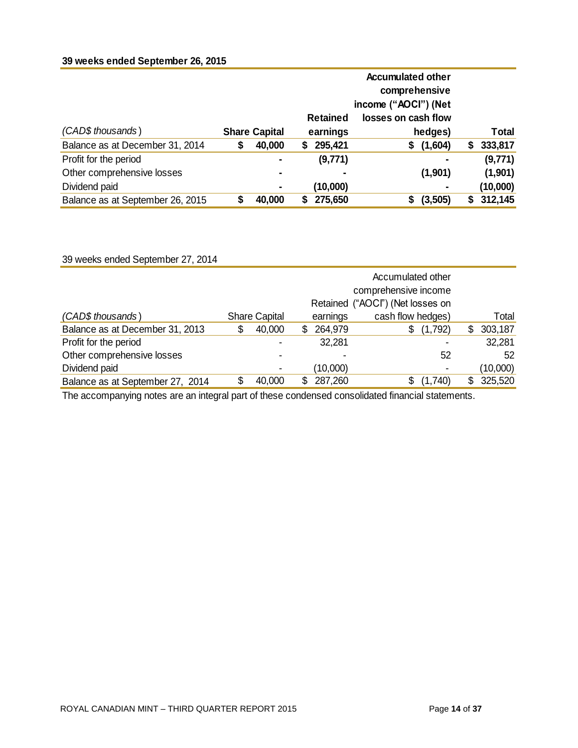**39 weeks ended September 26, 2015**

| *(CAD$ thousands)* | Share Capital | Retained earnings | Accumulated other comprehensive income ("AOCI") (Net losses on cash flow hedges) | Total |
|---|---|---|---|---|
| Balance as at December 31, 2014 | $ 40,000 | $ 295,421 | $ (1,604) | $ 333,817 |
| Profit for the period | - | (9,771) | - | (9,771) |
| Other comprehensive losses | - | - | (1,901) | (1,901) |
| Dividend paid | - | (10,000) | - | (10,000) |
| Balance as at September 26, 2015 | $ 40,000 | $ 275,650 | $ (3,505) | $ 312,145 |

39 weeks ended September 27, 2014

| *(CAD$ thousands)* | Share Capital | Retained earnings | Accumulated other comprehensive income ("AOCI") (Net losses on cash flow hedges) | Total |
|---|---|---|---|---|
| Balance as at December 31, 2013 | $ 40,000 | $ 264,979 | $ (1,792) | $ 303,187 |
| Profit for the period | - | 32,281 | - | 32,281 |
| Other comprehensive losses | - | - | 52 | 52 |
| Dividend paid | - | (10,000) | - | (10,000) |
| Balance as at September 27, 2014 | $ 40,000 | $ 287,260 | $ (1,740) | $ 325,520 |

The accompanying notes are an integral part of these condensed consolidated financial statements.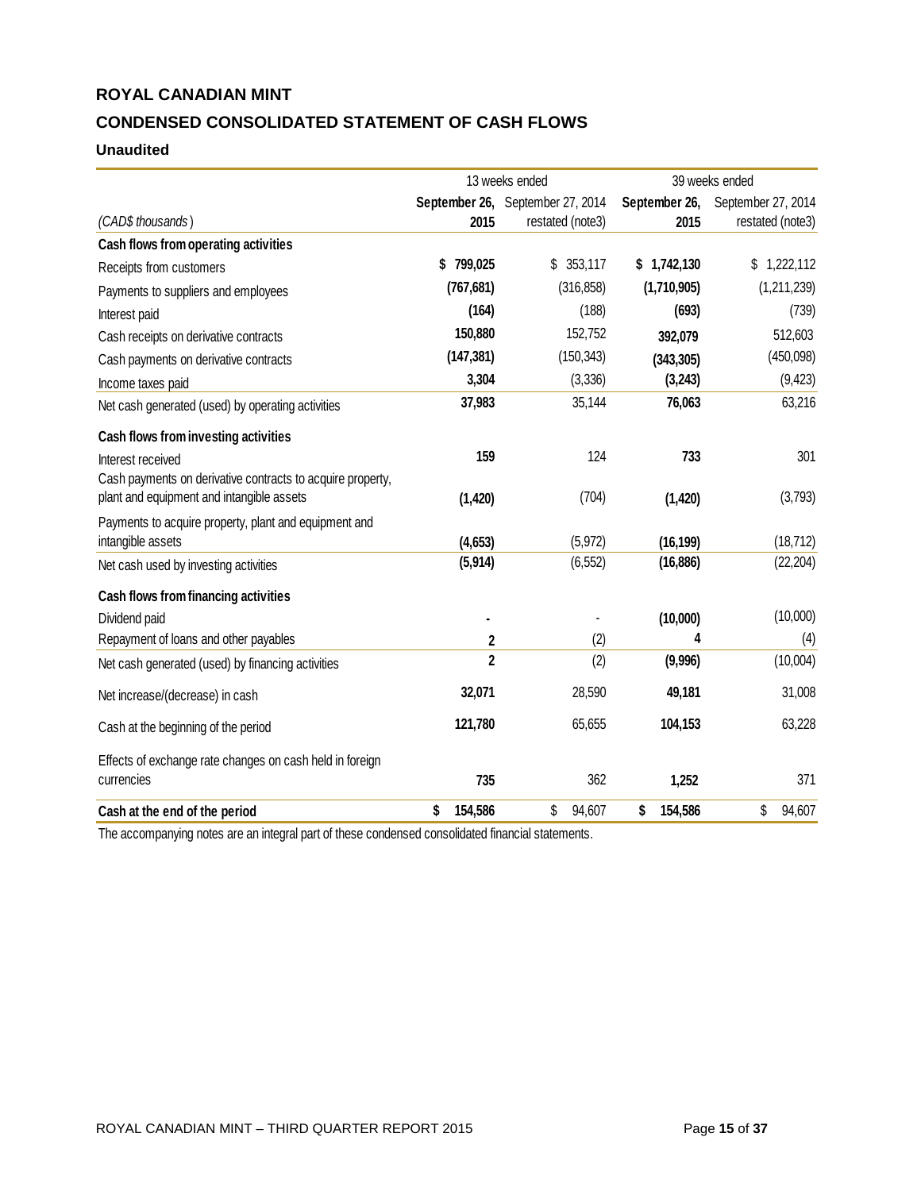**ROYAL CANADIAN MINT**

**CONDENSED CONSOLIDATED STATEMENT OF CASH FLOWS**

**Unaudited**

| | 13 weeks ended | | 39 weeks ended | |
|---|---|---|---|---|
| *(CAD$ thousands)* | **September 26, 2015** | September 27, 2014 restated (note3) | **September 26, 2015** | September 27, 2014 restated (note3) |
| **Cash flows from operating activities** | | | | |
| Receipts from customers | **$ 799,025** | $ 353,117 | **$ 1,742,130** | $ 1,222,112 |
| Payments to suppliers and employees | **(767,681)** | (316,858) | **(1,710,905)** | (1,211,239) |
| Interest paid | **(164)** | (188) | **(693)** | (739) |
| Cash receipts on derivative contracts | **150,880** | 152,752 | **392,079** | 512,603 |
| Cash payments on derivative contracts | **(147,381)** | (150,343) | **(343,305)** | (450,098) |
| Income taxes paid | **3,304** | (3,336) | **(3,243)** | (9,423) |
| Net cash generated (used) by operating activities | **37,983** | 35,144 | **76,063** | 63,216 |
| **Cash flows from investing activities** | | | | |
| Interest received | **159** | 124 | **733** | 301 |
| Cash payments on derivative contracts to acquire property, plant and equipment and intangible assets | **(1,420)** | (704) | **(1,420)** | (3,793) |
| Payments to acquire property, plant and equipment and intangible assets | **(4,653)** | (5,972) | **(16,199)** | (18,712) |
| Net cash used by investing activities | **(5,914)** | (6,552) | **(16,886)** | (22,204) |
| **Cash flows from financing activities** | | | | |
| Dividend paid | **-** | - | **(10,000)** | (10,000) |
| Repayment of loans and other payables | **2** | (2) | **4** | (4) |
| Net cash generated (used) by financing activities | **2** | (2) | **(9,996)** | (10,004) |
| Net increase/(decrease) in cash | **32,071** | 28,590 | **49,181** | 31,008 |
| Cash at the beginning of the period | **121,780** | 65,655 | **104,153** | 63,228 |
| Effects of exchange rate changes on cash held in foreign currencies | **735** | 362 | **1,252** | 371 |
| **Cash at the end of the period** | **$ 154,586** | $ 94,607 | **$ 154,586** | $ 94,607 |

The accompanying notes are an integral part of these condensed consolidated financial statements.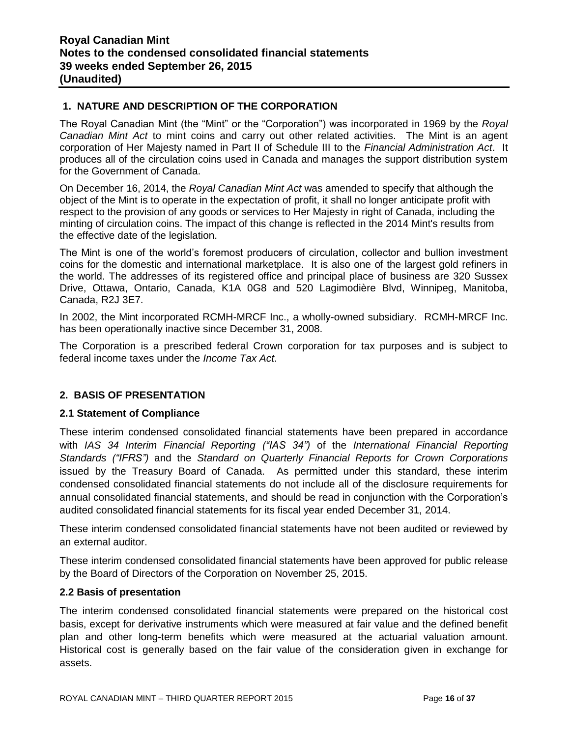# Royal Canadian Mint
# Notes to the condensed consolidated financial statements
# 39 weeks ended September 26, 2015
# (Unaudited)

## 1. NATURE AND DESCRIPTION OF THE CORPORATION

The Royal Canadian Mint (the "Mint" or the "Corporation") was incorporated in 1969 by the *Royal Canadian Mint Act* to mint coins and carry out other related activities. The Mint is an agent corporation of Her Majesty named in Part II of Schedule III to the *Financial Administration Act*. It produces all of the circulation coins used in Canada and manages the support distribution system for the Government of Canada.

On December 16, 2014, the *Royal Canadian Mint Act* was amended to specify that although the object of the Mint is to operate in the expectation of profit, it shall no longer anticipate profit with respect to the provision of any goods or services to Her Majesty in right of Canada, including the minting of circulation coins. The impact of this change is reflected in the 2014 Mint's results from the effective date of the legislation.

The Mint is one of the world's foremost producers of circulation, collector and bullion investment coins for the domestic and international marketplace. It is also one of the largest gold refiners in the world. The addresses of its registered office and principal place of business are 320 Sussex Drive, Ottawa, Ontario, Canada, K1A 0G8 and 520 Lagimodière Blvd, Winnipeg, Manitoba, Canada, R2J 3E7.

In 2002, the Mint incorporated RCMH-MRCF Inc., a wholly-owned subsidiary. RCMH-MRCF Inc. has been operationally inactive since December 31, 2008.

The Corporation is a prescribed federal Crown corporation for tax purposes and is subject to federal income taxes under the *Income Tax Act*.

## 2. BASIS OF PRESENTATION

### 2.1 Statement of Compliance

These interim condensed consolidated financial statements have been prepared in accordance with *IAS 34 Interim Financial Reporting ("IAS 34")* of the *International Financial Reporting Standards ("IFRS")* and the *Standard on Quarterly Financial Reports for Crown Corporations* issued by the Treasury Board of Canada. As permitted under this standard, these interim condensed consolidated financial statements do not include all of the disclosure requirements for annual consolidated financial statements, and should be read in conjunction with the Corporation's audited consolidated financial statements for its fiscal year ended December 31, 2014.

These interim condensed consolidated financial statements have not been audited or reviewed by an external auditor.

These interim condensed consolidated financial statements have been approved for public release by the Board of Directors of the Corporation on November 25, 2015.

### 2.2 Basis of presentation

The interim condensed consolidated financial statements were prepared on the historical cost basis, except for derivative instruments which were measured at fair value and the defined benefit plan and other long-term benefits which were measured at the actuarial valuation amount. Historical cost is generally based on the fair value of the consideration given in exchange for assets.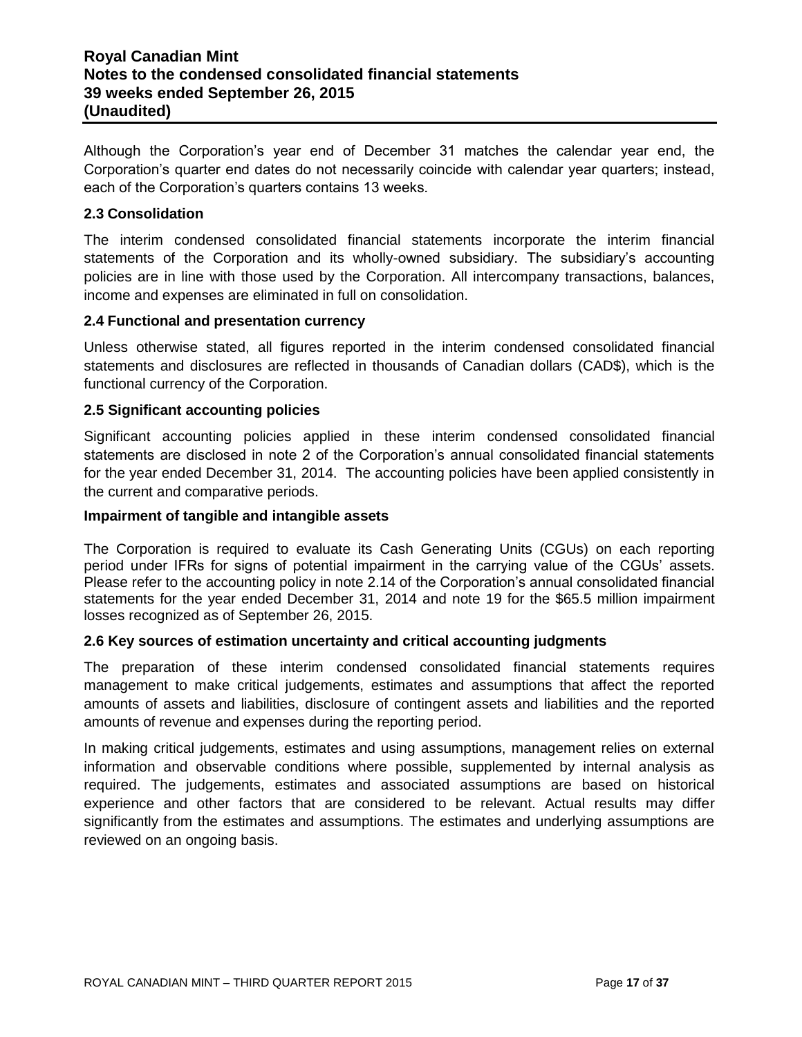Although the Corporation's year end of December 31 matches the calendar year end, the Corporation's quarter end dates do not necessarily coincide with calendar year quarters; instead, each of the Corporation's quarters contains 13 weeks.

### 2.3 Consolidation

The interim condensed consolidated financial statements incorporate the interim financial statements of the Corporation and its wholly-owned subsidiary. The subsidiary's accounting policies are in line with those used by the Corporation. All intercompany transactions, balances, income and expenses are eliminated in full on consolidation.

### 2.4 Functional and presentation currency

Unless otherwise stated, all figures reported in the interim condensed consolidated financial statements and disclosures are reflected in thousands of Canadian dollars (CAD$), which is the functional currency of the Corporation.

### 2.5 Significant accounting policies

Significant accounting policies applied in these interim condensed consolidated financial statements are disclosed in note 2 of the Corporation's annual consolidated financial statements for the year ended December 31, 2014. The accounting policies have been applied consistently in the current and comparative periods.

**Impairment of tangible and intangible assets**

The Corporation is required to evaluate its Cash Generating Units (CGUs) on each reporting period under IFRs for signs of potential impairment in the carrying value of the CGUs' assets. Please refer to the accounting policy in note 2.14 of the Corporation's annual consolidated financial statements for the year ended December 31, 2014 and note 19 for the $65.5 million impairment losses recognized as of September 26, 2015.

### 2.6 Key sources of estimation uncertainty and critical accounting judgments

The preparation of these interim condensed consolidated financial statements requires management to make critical judgements, estimates and assumptions that affect the reported amounts of assets and liabilities, disclosure of contingent assets and liabilities and the reported amounts of revenue and expenses during the reporting period.

In making critical judgements, estimates and using assumptions, management relies on external information and observable conditions where possible, supplemented by internal analysis as required. The judgements, estimates and associated assumptions are based on historical experience and other factors that are considered to be relevant. Actual results may differ significantly from the estimates and assumptions. The estimates and underlying assumptions are reviewed on an ongoing basis.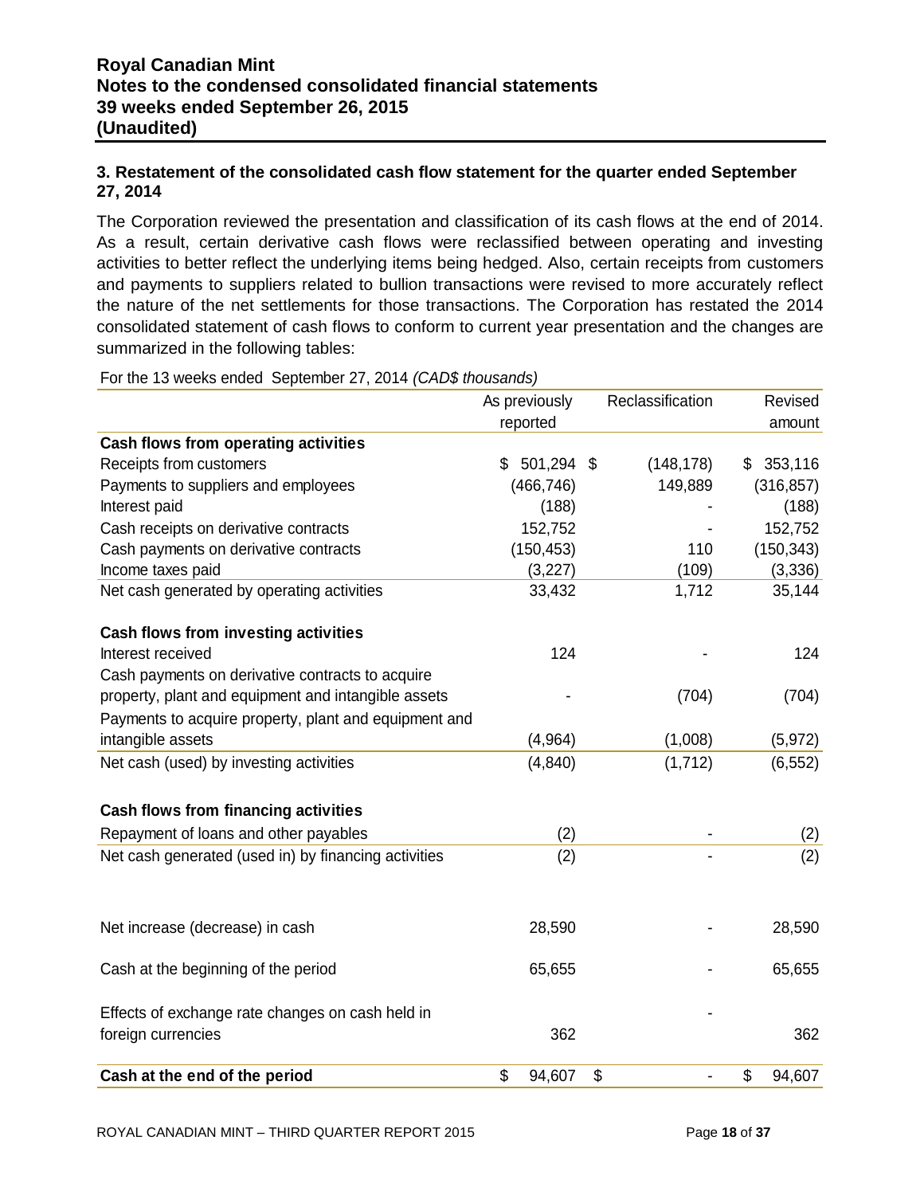### 3. Restatement of the consolidated cash flow statement for the quarter ended September 27, 2014

The Corporation reviewed the presentation and classification of its cash flows at the end of 2014. As a result, certain derivative cash flows were reclassified between operating and investing activities to better reflect the underlying items being hedged. Also, certain receipts from customers and payments to suppliers related to bullion transactions were revised to more accurately reflect the nature of the net settlements for those transactions. The Corporation has restated the 2014 consolidated statement of cash flows to conform to current year presentation and the changes are summarized in the following tables:

For the 13 weeks ended September 27, 2014 *(CAD$ thousands)*

| | As previously reported | Reclassification | Revised amount |
|---|---|---|---|
| **Cash flows from operating activities** | | | |
| Receipts from customers | $ 501,294 | $ (148,178) | $ 353,116 |
| Payments to suppliers and employees | (466,746) | 149,889 | (316,857) |
| Interest paid | (188) | - | (188) |
| Cash receipts on derivative contracts | 152,752 | - | 152,752 |
| Cash payments on derivative contracts | (150,453) | 110 | (150,343) |
| Income taxes paid | (3,227) | (109) | (3,336) |
| Net cash generated by operating activities | 33,432 | 1,712 | 35,144 |
| **Cash flows from investing activities** | | | |
| Interest received | 124 | - | 124 |
| Cash payments on derivative contracts to acquire property, plant and equipment and intangible assets | - | (704) | (704) |
| Payments to acquire property, plant and equipment and intangible assets | (4,964) | (1,008) | (5,972) |
| Net cash (used) by investing activities | (4,840) | (1,712) | (6,552) |
| **Cash flows from financing activities** | | | |
| Repayment of loans and other payables | (2) | - | (2) |
| Net cash generated (used in) by financing activities | (2) | - | (2) |
| Net increase (decrease) in cash | 28,590 | - | 28,590 |
| Cash at the beginning of the period | 65,655 | - | 65,655 |
| Effects of exchange rate changes on cash held in foreign currencies | 362 | - | 362 |
| **Cash at the end of the period** | $ 94,607 | $ - | $ 94,607 |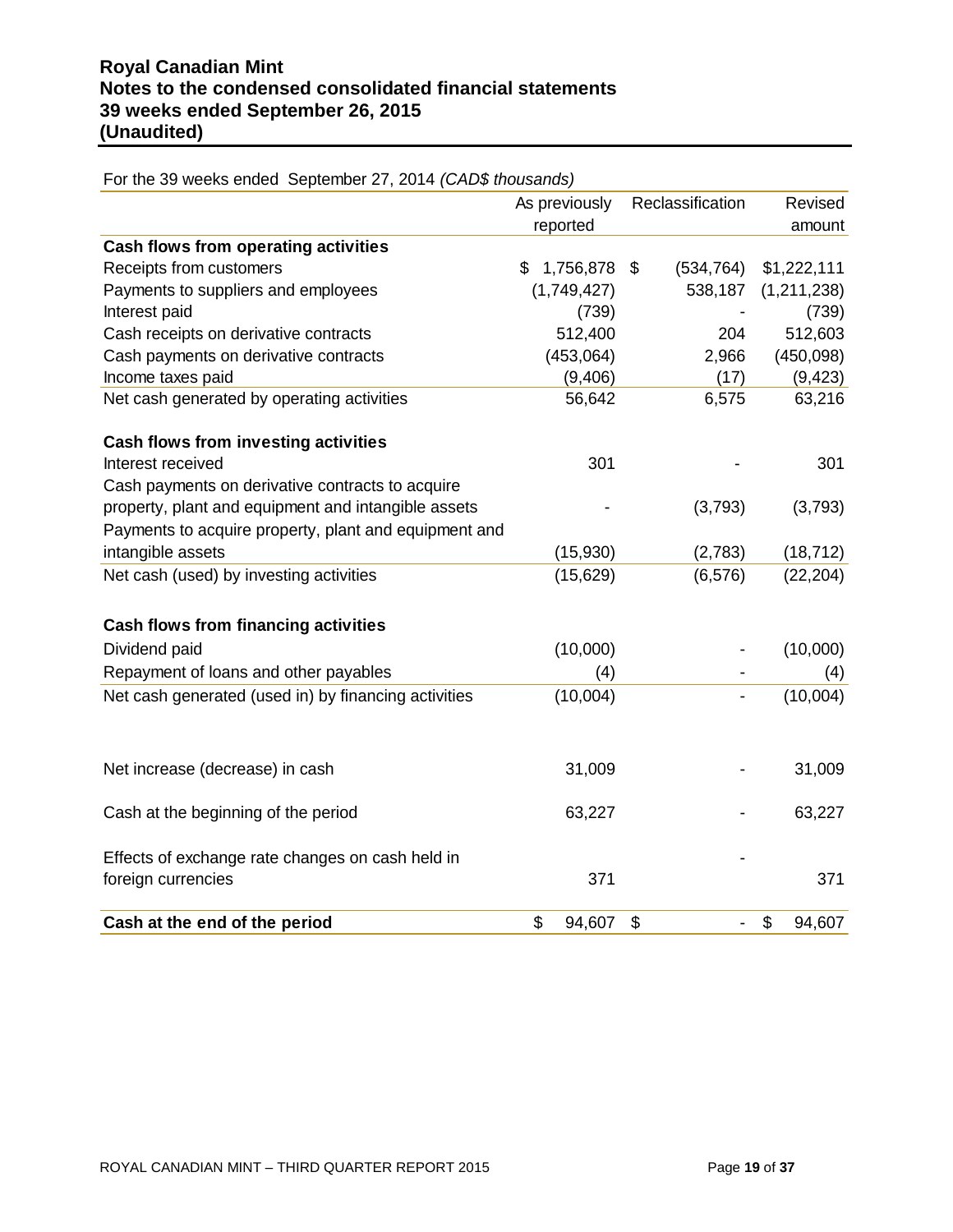For the 39 weeks ended September 27, 2014 *(CAD$ thousands)*

| | As previously reported | Reclassification | Revised amount |
|---|---|---|---|
| **Cash flows from operating activities** | | | |
| Receipts from customers | $ 1,756,878 | $ (534,764) | $1,222,111 |
| Payments to suppliers and employees | (1,749,427) | 538,187 | (1,211,238) |
| Interest paid | (739) | - | (739) |
| Cash receipts on derivative contracts | 512,400 | 204 | 512,603 |
| Cash payments on derivative contracts | (453,064) | 2,966 | (450,098) |
| Income taxes paid | (9,406) | (17) | (9,423) |
| Net cash generated by operating activities | 56,642 | 6,575 | 63,216 |
| **Cash flows from investing activities** | | | |
| Interest received | 301 | - | 301 |
| Cash payments on derivative contracts to acquire property, plant and equipment and intangible assets | - | (3,793) | (3,793) |
| Payments to acquire property, plant and equipment and intangible assets | (15,930) | (2,783) | (18,712) |
| Net cash (used) by investing activities | (15,629) | (6,576) | (22,204) |
| **Cash flows from financing activities** | | | |
| Dividend paid | (10,000) | - | (10,000) |
| Repayment of loans and other payables | (4) | - | (4) |
| Net cash generated (used in) by financing activities | (10,004) | - | (10,004) |
| Net increase (decrease) in cash | 31,009 | - | 31,009 |
| Cash at the beginning of the period | 63,227 | - | 63,227 |
| Effects of exchange rate changes on cash held in foreign currencies | 371 | - | 371 |
| **Cash at the end of the period** | $ 94,607 | $ - | $ 94,607 |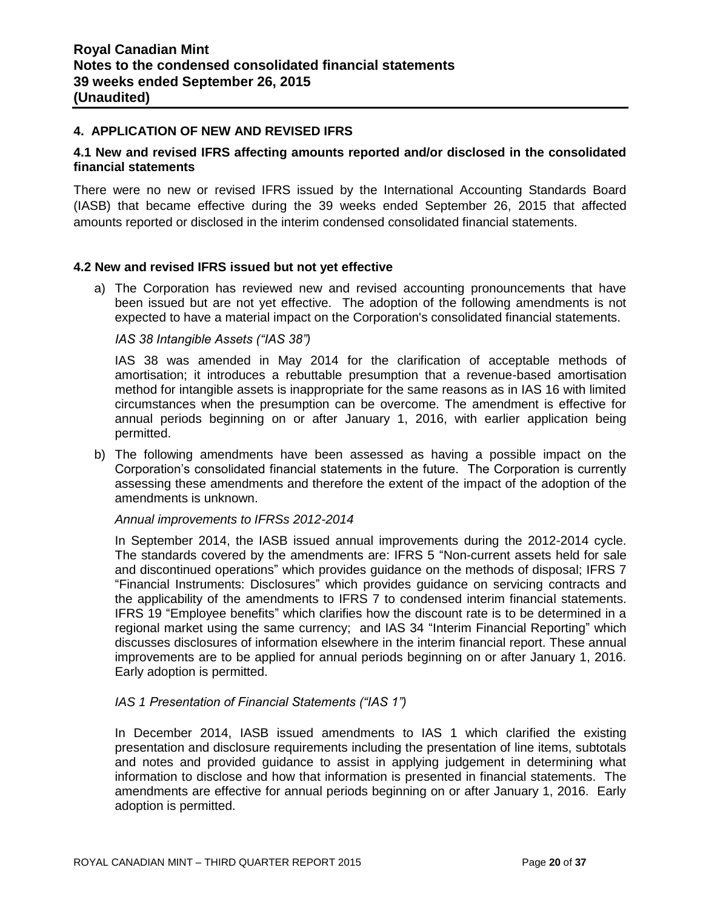## 4. APPLICATION OF NEW AND REVISED IFRS

### 4.1 New and revised IFRS affecting amounts reported and/or disclosed in the consolidated financial statements

There were no new or revised IFRS issued by the International Accounting Standards Board (IASB) that became effective during the 39 weeks ended September 26, 2015 that affected amounts reported or disclosed in the interim condensed consolidated financial statements.

### 4.2 New and revised IFRS issued but not yet effective

a) The Corporation has reviewed new and revised accounting pronouncements that have been issued but are not yet effective. The adoption of the following amendments is not expected to have a material impact on the Corporation's consolidated financial statements.

   *IAS 38 Intangible Assets ("IAS 38")*

   IAS 38 was amended in May 2014 for the clarification of acceptable methods of amortisation; it introduces a rebuttable presumption that a revenue-based amortisation method for intangible assets is inappropriate for the same reasons as in IAS 16 with limited circumstances when the presumption can be overcome. The amendment is effective for annual periods beginning on or after January 1, 2016, with earlier application being permitted.

b) The following amendments have been assessed as having a possible impact on the Corporation's consolidated financial statements in the future. The Corporation is currently assessing these amendments and therefore the extent of the impact of the adoption of the amendments is unknown.

   *Annual improvements to IFRSs 2012-2014*

   In September 2014, the IASB issued annual improvements during the 2012-2014 cycle. The standards covered by the amendments are: IFRS 5 "Non-current assets held for sale and discontinued operations" which provides guidance on the methods of disposal; IFRS 7 "Financial Instruments: Disclosures" which provides guidance on servicing contracts and the applicability of the amendments to IFRS 7 to condensed interim financial statements. IFRS 19 "Employee benefits" which clarifies how the discount rate is to be determined in a regional market using the same currency; and IAS 34 "Interim Financial Reporting" which discusses disclosures of information elsewhere in the interim financial report. These annual improvements are to be applied for annual periods beginning on or after January 1, 2016. Early adoption is permitted.

   *IAS 1 Presentation of Financial Statements ("IAS 1")*

   In December 2014, IASB issued amendments to IAS 1 which clarified the existing presentation and disclosure requirements including the presentation of line items, subtotals and notes and provided guidance to assist in applying judgement in determining what information to disclose and how that information is presented in financial statements. The amendments are effective for annual periods beginning on or after January 1, 2016. Early adoption is permitted.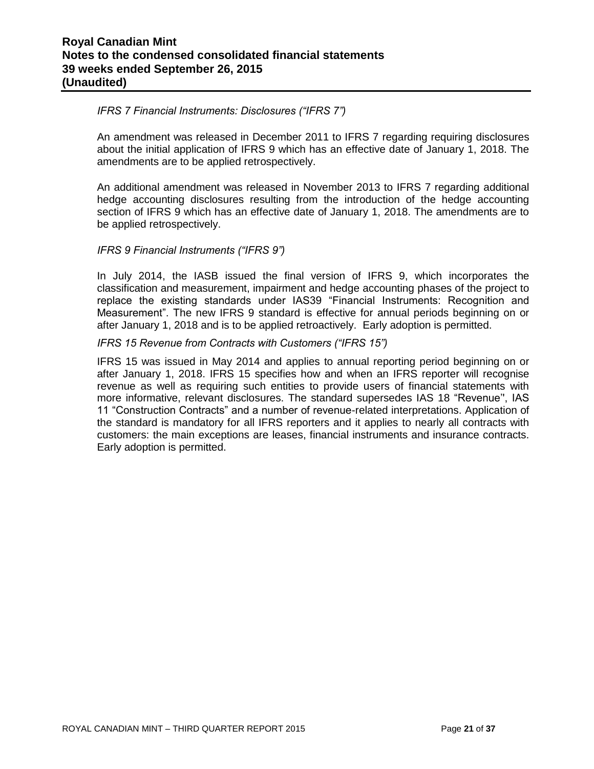*IFRS 7 Financial Instruments: Disclosures ("IFRS 7")*

An amendment was released in December 2011 to IFRS 7 regarding requiring disclosures about the initial application of IFRS 9 which has an effective date of January 1, 2018. The amendments are to be applied retrospectively.

An additional amendment was released in November 2013 to IFRS 7 regarding additional hedge accounting disclosures resulting from the introduction of the hedge accounting section of IFRS 9 which has an effective date of January 1, 2018. The amendments are to be applied retrospectively.

*IFRS 9 Financial Instruments ("IFRS 9")*

In July 2014, the IASB issued the final version of IFRS 9, which incorporates the classification and measurement, impairment and hedge accounting phases of the project to replace the existing standards under IAS39 "Financial Instruments: Recognition and Measurement". The new IFRS 9 standard is effective for annual periods beginning on or after January 1, 2018 and is to be applied retroactively. Early adoption is permitted.

*IFRS 15 Revenue from Contracts with Customers ("IFRS 15")*

IFRS 15 was issued in May 2014 and applies to annual reporting period beginning on or after January 1, 2018. IFRS 15 specifies how and when an IFRS reporter will recognise revenue as well as requiring such entities to provide users of financial statements with more informative, relevant disclosures. The standard supersedes IAS 18 "Revenue", IAS 11 "Construction Contracts" and a number of revenue-related interpretations. Application of the standard is mandatory for all IFRS reporters and it applies to nearly all contracts with customers: the main exceptions are leases, financial instruments and insurance contracts. Early adoption is permitted.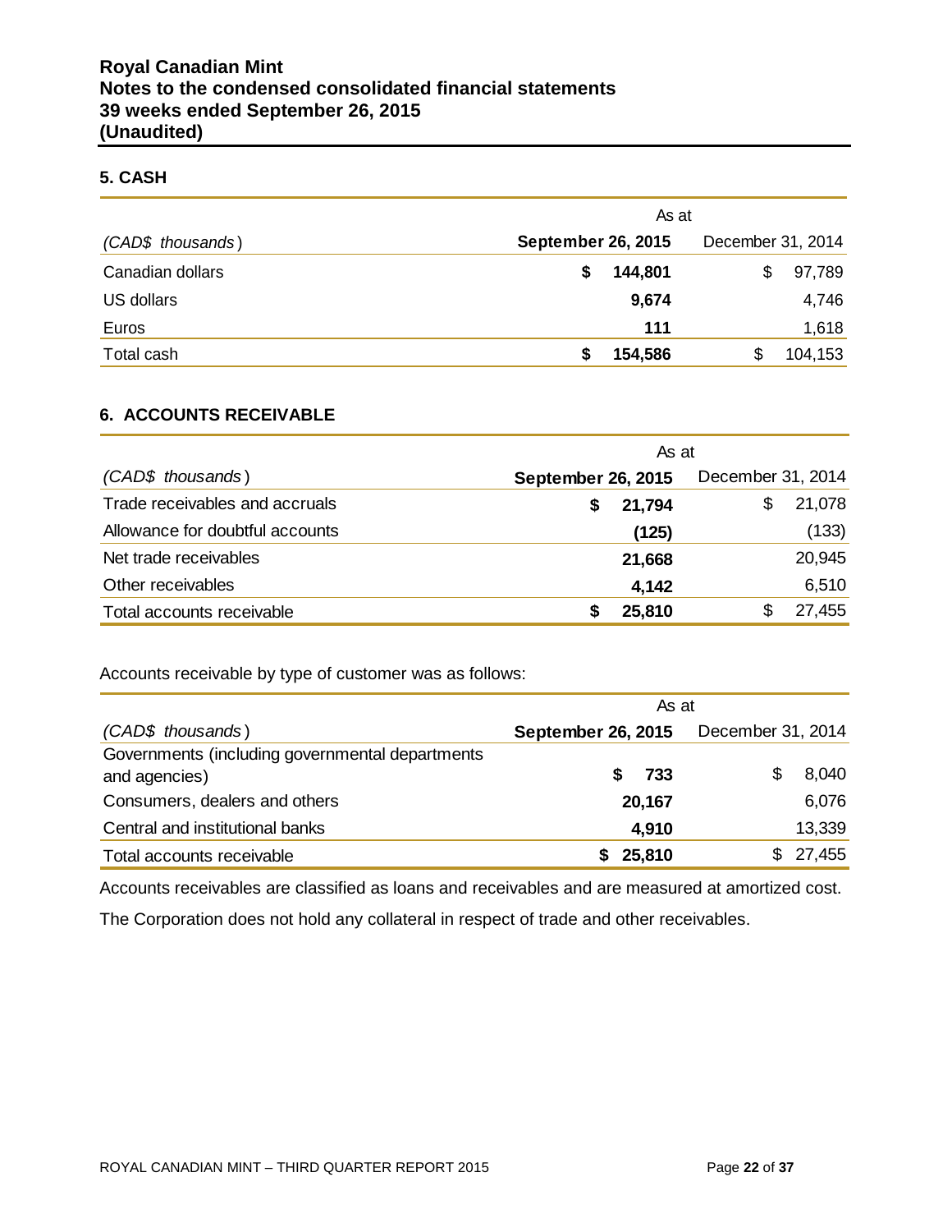## 5. CASH

| (CAD$ thousands) | As at September 26, 2015 | As at December 31, 2014 |
|---|---|---|
| Canadian dollars | **$ 144,801** | $ 97,789 |
| US dollars | **9,674** | 4,746 |
| Euros | **111** | 1,618 |
| Total cash | **$ 154,586** | $ 104,153 |

## 6. ACCOUNTS RECEIVABLE

| (CAD$ thousands) | As at September 26, 2015 | As at December 31, 2014 |
|---|---|---|
| Trade receivables and accruals | **$ 21,794** | $ 21,078 |
| Allowance for doubtful accounts | **(125)** | (133) |
| Net trade receivables | **21,668** | 20,945 |
| Other receivables | **4,142** | 6,510 |
| Total accounts receivable | **$ 25,810** | $ 27,455 |

Accounts receivable by type of customer was as follows:

| (CAD$ thousands) | As at September 26, 2015 | As at December 31, 2014 |
|---|---|---|
| Governments (including governmental departments and agencies) | **$ 733** | $ 8,040 |
| Consumers, dealers and others | **20,167** | 6,076 |
| Central and institutional banks | **4,910** | 13,339 |
| Total accounts receivable | **$ 25,810** | $ 27,455 |

Accounts receivables are classified as loans and receivables and are measured at amortized cost.

The Corporation does not hold any collateral in respect of trade and other receivables.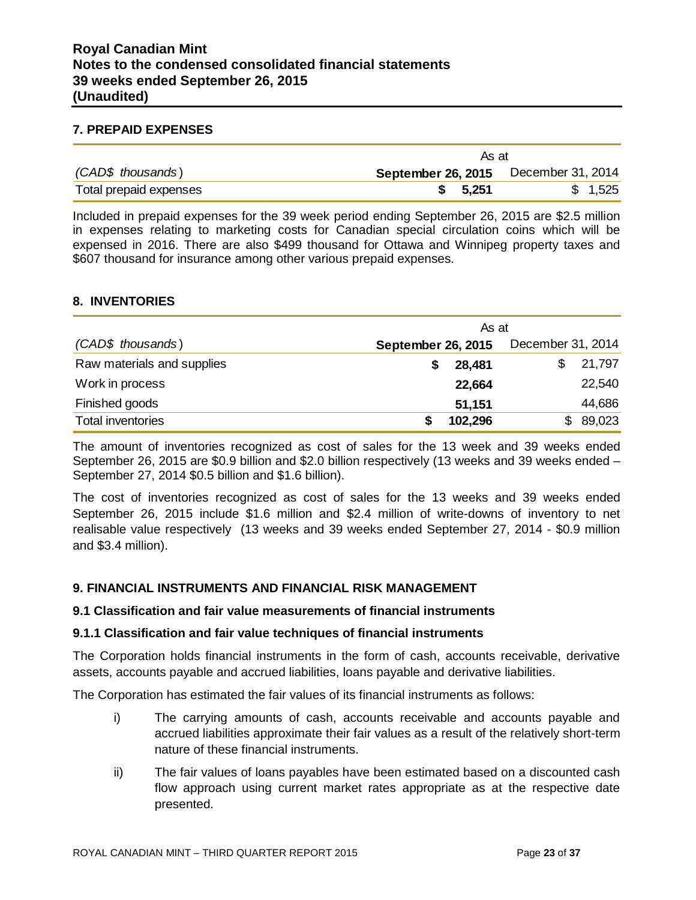## 7. PREPAID EXPENSES

| (CAD$ thousands) | As at September 26, 2015 | As at December 31, 2014 |
|---|---|---|
| Total prepaid expenses | **$ 5,251** | $ 1,525 |

Included in prepaid expenses for the 39 week period ending September 26, 2015 are $2.5 million in expenses relating to marketing costs for Canadian special circulation coins which will be expensed in 2016. There are also $499 thousand for Ottawa and Winnipeg property taxes and $607 thousand for insurance among other various prepaid expenses.

## 8. INVENTORIES

| (CAD$ thousands) | As at September 26, 2015 | As at December 31, 2014 |
|---|---|---|
| Raw materials and supplies | **$ 28,481** | $ 21,797 |
| Work in process | **22,664** | 22,540 |
| Finished goods | **51,151** | 44,686 |
| Total inventories | **$ 102,296** | $ 89,023 |

The amount of inventories recognized as cost of sales for the 13 week and 39 weeks ended September 26, 2015 are $0.9 billion and $2.0 billion respectively (13 weeks and 39 weeks ended – September 27, 2014 $0.5 billion and $1.6 billion).

The cost of inventories recognized as cost of sales for the 13 weeks and 39 weeks ended September 26, 2015 include $1.6 million and $2.4 million of write-downs of inventory to net realisable value respectively (13 weeks and 39 weeks ended September 27, 2014 - $0.9 million and $3.4 million).

## 9. FINANCIAL INSTRUMENTS AND FINANCIAL RISK MANAGEMENT

### 9.1 Classification and fair value measurements of financial instruments

### 9.1.1 Classification and fair value techniques of financial instruments

The Corporation holds financial instruments in the form of cash, accounts receivable, derivative assets, accounts payable and accrued liabilities, loans payable and derivative liabilities.

The Corporation has estimated the fair values of its financial instruments as follows:

i) The carrying amounts of cash, accounts receivable and accounts payable and accrued liabilities approximate their fair values as a result of the relatively short-term nature of these financial instruments.

ii) The fair values of loans payables have been estimated based on a discounted cash flow approach using current market rates appropriate as at the respective date presented.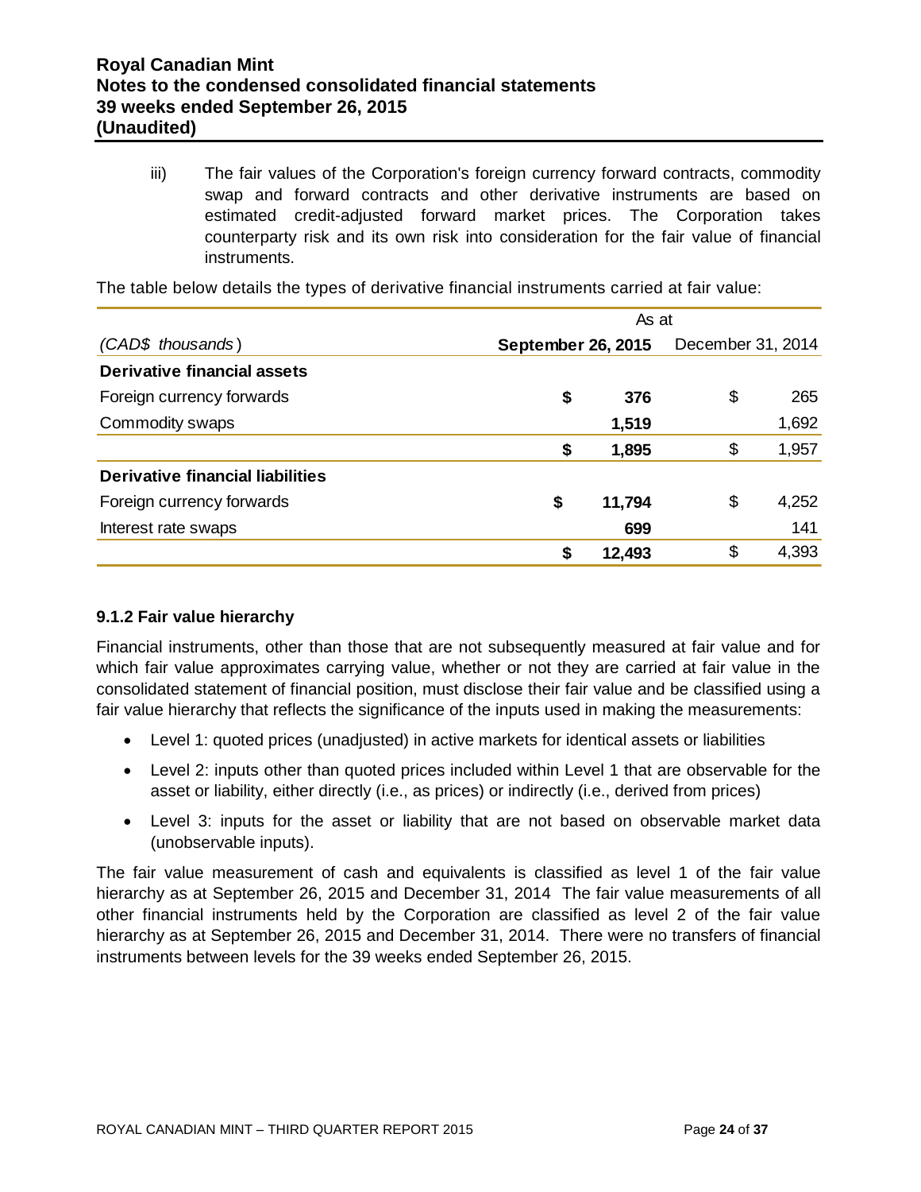iii) The fair values of the Corporation's foreign currency forward contracts, commodity swap and forward contracts and other derivative instruments are based on estimated credit-adjusted forward market prices. The Corporation takes counterparty risk and its own risk into consideration for the fair value of financial instruments.

The table below details the types of derivative financial instruments carried at fair value:

| | As at | |
|---|---|---|
| *(CAD$ thousands)* | **September 26, 2015** | December 31, 2014 |
| **Derivative financial assets** | | |
| Foreign currency forwards | **$ 376** | $ 265 |
| Commodity swaps | **1,519** | 1,692 |
| | **$ 1,895** | $ 1,957 |
| **Derivative financial liabilities** | | |
| Foreign currency forwards | **$ 11,794** | $ 4,252 |
| Interest rate swaps | **699** | 141 |
| | **$ 12,493** | $ 4,393 |

### 9.1.2 Fair value hierarchy

Financial instruments, other than those that are not subsequently measured at fair value and for which fair value approximates carrying value, whether or not they are carried at fair value in the consolidated statement of financial position, must disclose their fair value and be classified using a fair value hierarchy that reflects the significance of the inputs used in making the measurements:

- Level 1: quoted prices (unadjusted) in active markets for identical assets or liabilities
- Level 2: inputs other than quoted prices included within Level 1 that are observable for the asset or liability, either directly (i.e., as prices) or indirectly (i.e., derived from prices)
- Level 3: inputs for the asset or liability that are not based on observable market data (unobservable inputs).

The fair value measurement of cash and equivalents is classified as level 1 of the fair value hierarchy as at September 26, 2015 and December 31, 2014 The fair value measurements of all other financial instruments held by the Corporation are classified as level 2 of the fair value hierarchy as at September 26, 2015 and December 31, 2014. There were no transfers of financial instruments between levels for the 39 weeks ended September 26, 2015.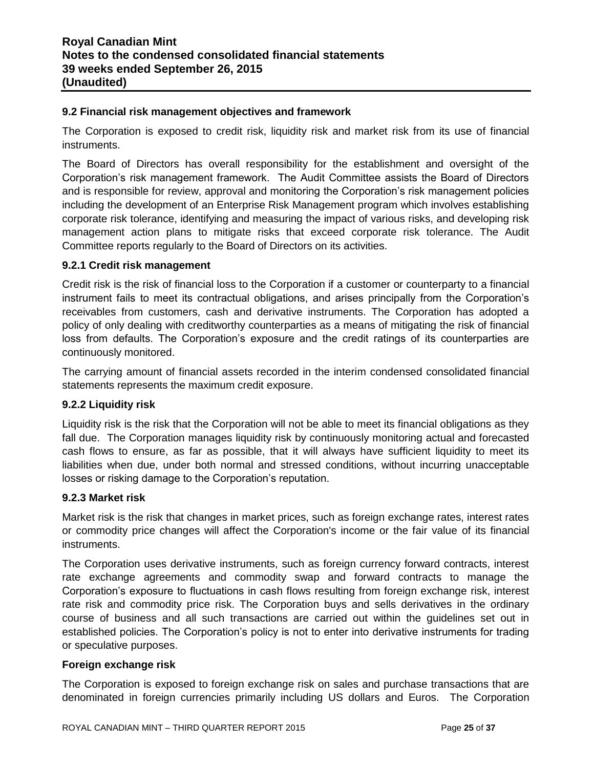### 9.2 Financial risk management objectives and framework

The Corporation is exposed to credit risk, liquidity risk and market risk from its use of financial instruments.

The Board of Directors has overall responsibility for the establishment and oversight of the Corporation's risk management framework. The Audit Committee assists the Board of Directors and is responsible for review, approval and monitoring the Corporation's risk management policies including the development of an Enterprise Risk Management program which involves establishing corporate risk tolerance, identifying and measuring the impact of various risks, and developing risk management action plans to mitigate risks that exceed corporate risk tolerance. The Audit Committee reports regularly to the Board of Directors on its activities.

#### 9.2.1 Credit risk management

Credit risk is the risk of financial loss to the Corporation if a customer or counterparty to a financial instrument fails to meet its contractual obligations, and arises principally from the Corporation's receivables from customers, cash and derivative instruments. The Corporation has adopted a policy of only dealing with creditworthy counterparties as a means of mitigating the risk of financial loss from defaults. The Corporation's exposure and the credit ratings of its counterparties are continuously monitored.

The carrying amount of financial assets recorded in the interim condensed consolidated financial statements represents the maximum credit exposure.

#### 9.2.2 Liquidity risk

Liquidity risk is the risk that the Corporation will not be able to meet its financial obligations as they fall due. The Corporation manages liquidity risk by continuously monitoring actual and forecasted cash flows to ensure, as far as possible, that it will always have sufficient liquidity to meet its liabilities when due, under both normal and stressed conditions, without incurring unacceptable losses or risking damage to the Corporation's reputation.

#### 9.2.3 Market risk

Market risk is the risk that changes in market prices, such as foreign exchange rates, interest rates or commodity price changes will affect the Corporation's income or the fair value of its financial instruments.

The Corporation uses derivative instruments, such as foreign currency forward contracts, interest rate exchange agreements and commodity swap and forward contracts to manage the Corporation's exposure to fluctuations in cash flows resulting from foreign exchange risk, interest rate risk and commodity price risk. The Corporation buys and sells derivatives in the ordinary course of business and all such transactions are carried out within the guidelines set out in established policies. The Corporation's policy is not to enter into derivative instruments for trading or speculative purposes.

**Foreign exchange risk**

The Corporation is exposed to foreign exchange risk on sales and purchase transactions that are denominated in foreign currencies primarily including US dollars and Euros. The Corporation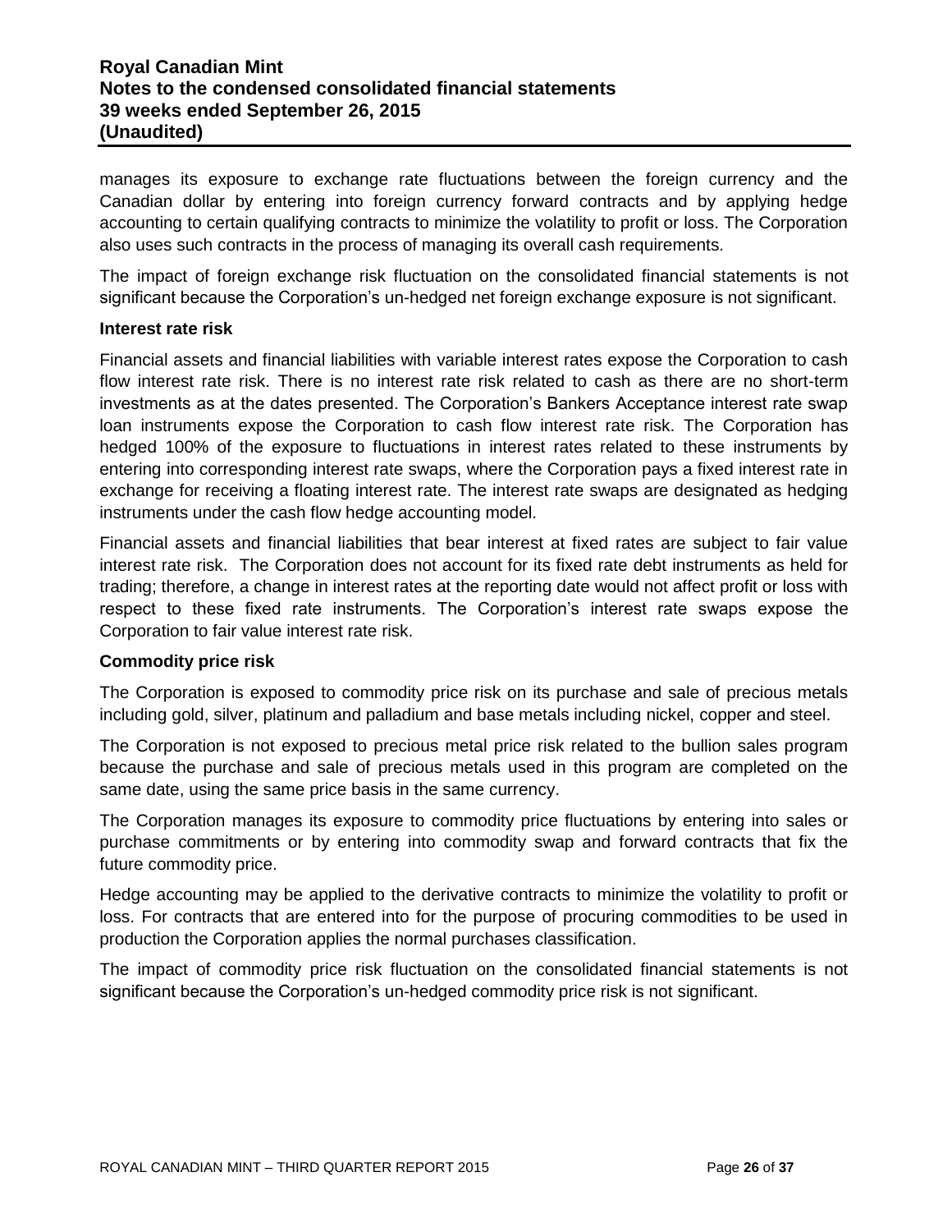manages its exposure to exchange rate fluctuations between the foreign currency and the Canadian dollar by entering into foreign currency forward contracts and by applying hedge accounting to certain qualifying contracts to minimize the volatility to profit or loss. The Corporation also uses such contracts in the process of managing its overall cash requirements.

The impact of foreign exchange risk fluctuation on the consolidated financial statements is not significant because the Corporation's un-hedged net foreign exchange exposure is not significant.

**Interest rate risk**

Financial assets and financial liabilities with variable interest rates expose the Corporation to cash flow interest rate risk. There is no interest rate risk related to cash as there are no short-term investments as at the dates presented. The Corporation's Bankers Acceptance interest rate swap loan instruments expose the Corporation to cash flow interest rate risk. The Corporation has hedged 100% of the exposure to fluctuations in interest rates related to these instruments by entering into corresponding interest rate swaps, where the Corporation pays a fixed interest rate in exchange for receiving a floating interest rate. The interest rate swaps are designated as hedging instruments under the cash flow hedge accounting model.

Financial assets and financial liabilities that bear interest at fixed rates are subject to fair value interest rate risk. The Corporation does not account for its fixed rate debt instruments as held for trading; therefore, a change in interest rates at the reporting date would not affect profit or loss with respect to these fixed rate instruments. The Corporation's interest rate swaps expose the Corporation to fair value interest rate risk.

**Commodity price risk**

The Corporation is exposed to commodity price risk on its purchase and sale of precious metals including gold, silver, platinum and palladium and base metals including nickel, copper and steel.

The Corporation is not exposed to precious metal price risk related to the bullion sales program because the purchase and sale of precious metals used in this program are completed on the same date, using the same price basis in the same currency.

The Corporation manages its exposure to commodity price fluctuations by entering into sales or purchase commitments or by entering into commodity swap and forward contracts that fix the future commodity price.

Hedge accounting may be applied to the derivative contracts to minimize the volatility to profit or loss. For contracts that are entered into for the purpose of procuring commodities to be used in production the Corporation applies the normal purchases classification.

The impact of commodity price risk fluctuation on the consolidated financial statements is not significant because the Corporation's un-hedged commodity price risk is not significant.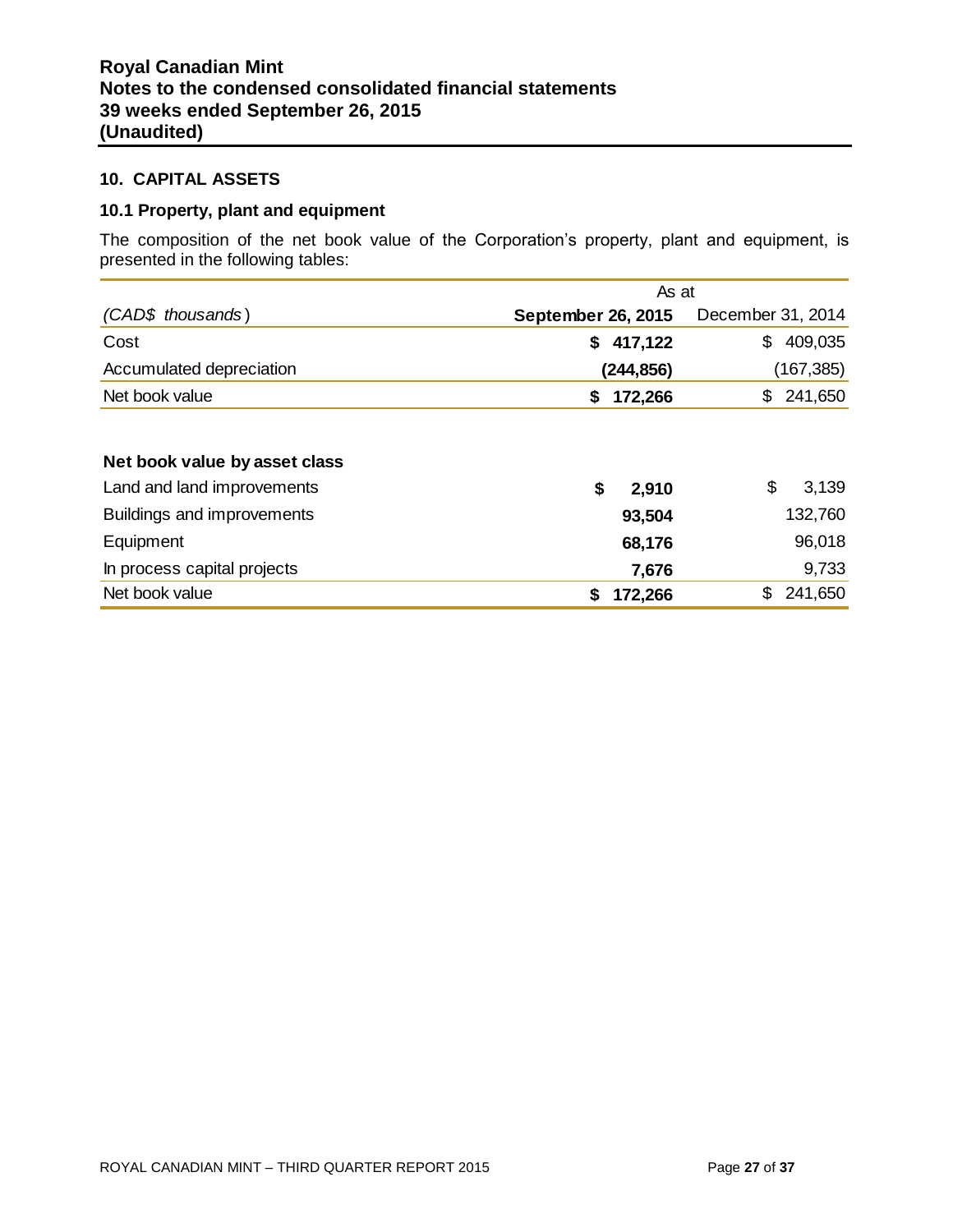## 10. CAPITAL ASSETS

### 10.1 Property, plant and equipment

The composition of the net book value of the Corporation's property, plant and equipment, is presented in the following tables:

| | As at | |
|---|---|---|
| *(CAD$ thousands)* | **September 26, 2015** | December 31, 2014 |
| Cost | **$ 417,122** | $ 409,035 |
| Accumulated depreciation | **(244,856)** | (167,385) |
| Net book value | **$ 172,266** | $ 241,650 |

| **Net book value by asset class** | | |
|---|---|---|
| Land and land improvements | **$ 2,910** | $ 3,139 |
| Buildings and improvements | **93,504** | 132,760 |
| Equipment | **68,176** | 96,018 |
| In process capital projects | **7,676** | 9,733 |
| Net book value | **$ 172,266** | $ 241,650 |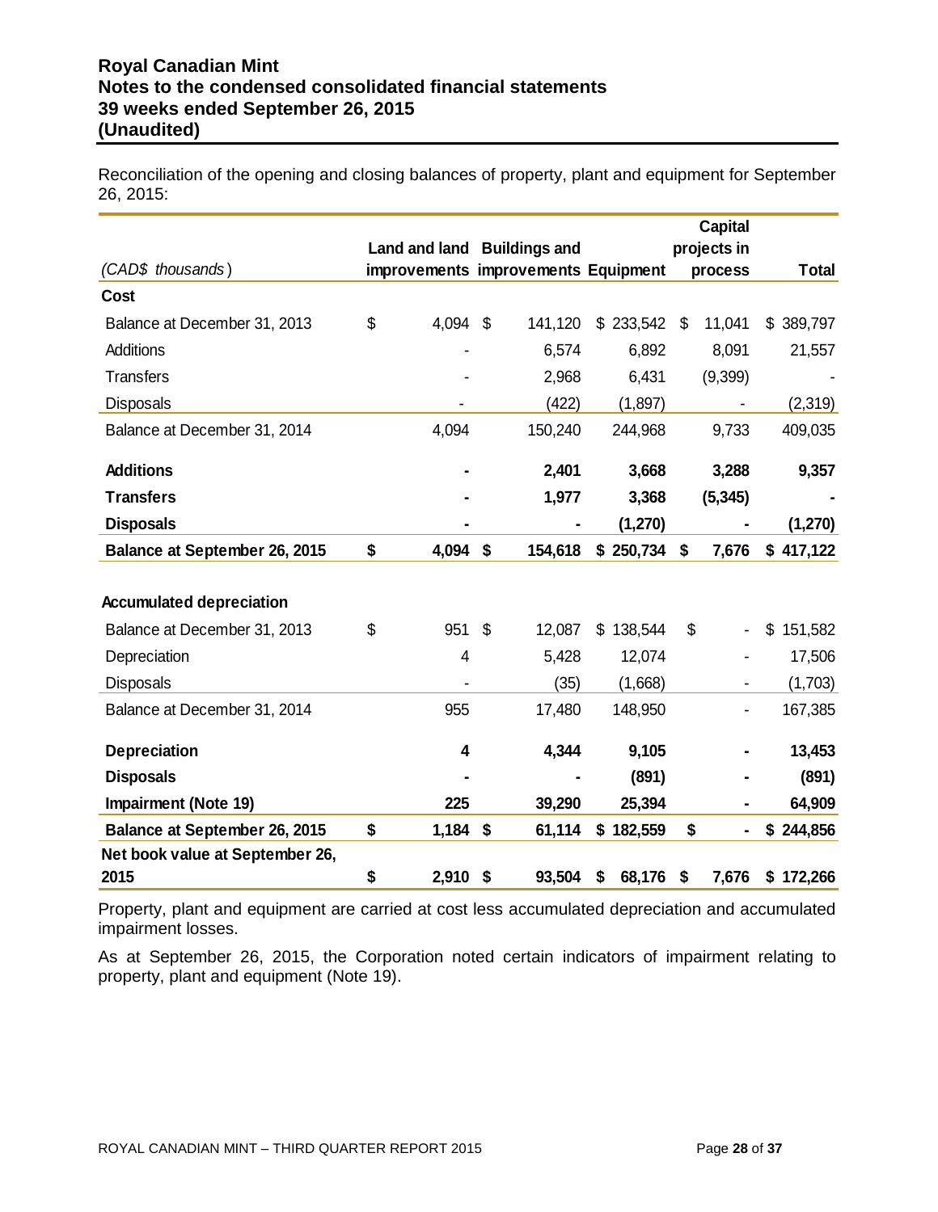Reconciliation of the opening and closing balances of property, plant and equipment for September 26, 2015:

| *(CAD$ thousands)* | Land and land improvements | Buildings and improvements | Equipment | Capital projects in process | Total |
|---|---|---|---|---|---|
| **Cost** | | | | | |
| Balance at December 31, 2013 | $ 4,094 | $ 141,120 | $ 233,542 | $ 11,041 | $ 389,797 |
| Additions | - | 6,574 | 6,892 | 8,091 | 21,557 |
| Transfers | - | 2,968 | 6,431 | (9,399) | - |
| Disposals | - | (422) | (1,897) | - | (2,319) |
| Balance at December 31, 2014 | 4,094 | 150,240 | 244,968 | 9,733 | 409,035 |
| **Additions** | **-** | **2,401** | **3,668** | **3,288** | **9,357** |
| **Transfers** | **-** | **1,977** | **3,368** | **(5,345)** | **-** |
| **Disposals** | **-** | **-** | **(1,270)** | **-** | **(1,270)** |
| **Balance at September 26, 2015** | **$ 4,094** | **$ 154,618** | **$ 250,734** | **$ 7,676** | **$ 417,122** |
| **Accumulated depreciation** | | | | | |
| Balance at December 31, 2013 | $ 951 | $ 12,087 | $ 138,544 | $ - | $ 151,582 |
| Depreciation | 4 | 5,428 | 12,074 | - | 17,506 |
| Disposals | - | (35) | (1,668) | - | (1,703) |
| Balance at December 31, 2014 | 955 | 17,480 | 148,950 | - | 167,385 |
| **Depreciation** | **4** | **4,344** | **9,105** | **-** | **13,453** |
| **Disposals** | **-** | **-** | **(891)** | **-** | **(891)** |
| **Impairment (Note 19)** | **225** | **39,290** | **25,394** | **-** | **64,909** |
| **Balance at September 26, 2015** | **$ 1,184** | **$ 61,114** | **$ 182,559** | **$ -** | **$ 244,856** |
| **Net book value at September 26, 2015** | **$ 2,910** | **$ 93,504** | **$ 68,176** | **$ 7,676** | **$ 172,266** |

Property, plant and equipment are carried at cost less accumulated depreciation and accumulated impairment losses.

As at September 26, 2015, the Corporation noted certain indicators of impairment relating to property, plant and equipment (Note 19).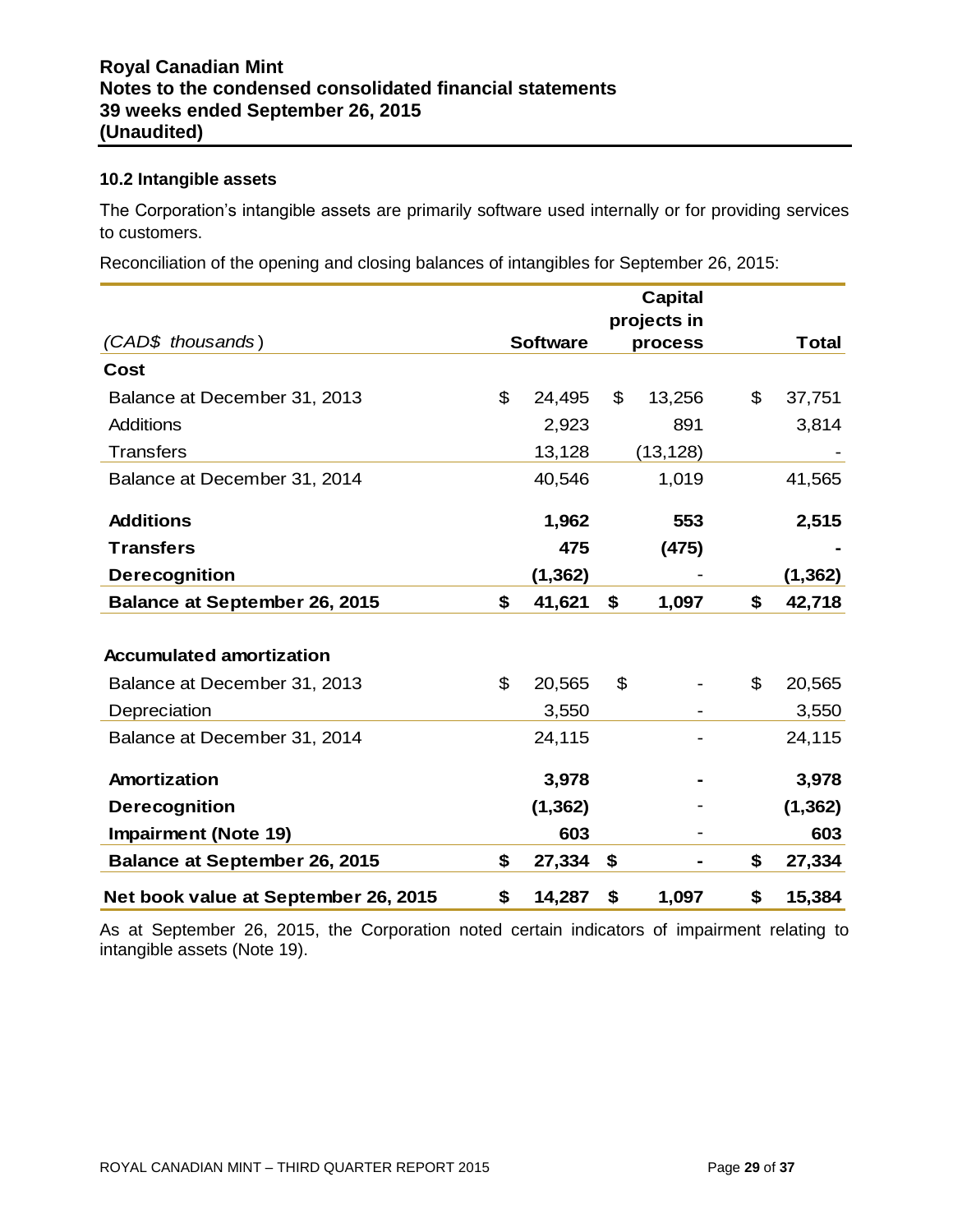### 10.2 Intangible assets

The Corporation's intangible assets are primarily software used internally or for providing services to customers.

Reconciliation of the opening and closing balances of intangibles for September 26, 2015:

| *(CAD$ thousands)* | Software | Capital projects in process | Total |
|---|---|---|---|
| **Cost** | | | |
| Balance at December 31, 2013 | $ 24,495 | $ 13,256 | $ 37,751 |
| Additions | 2,923 | 891 | 3,814 |
| Transfers | 13,128 | (13,128) | - |
| Balance at December 31, 2014 | 40,546 | 1,019 | 41,565 |
| **Additions** | **1,962** | **553** | **2,515** |
| **Transfers** | **475** | **(475)** | **-** |
| **Derecognition** | **(1,362)** | - | **(1,362)** |
| **Balance at September 26, 2015** | **$ 41,621** | **$ 1,097** | **$ 42,718** |
| | | | |
| **Accumulated amortization** | | | |
| Balance at December 31, 2013 | $ 20,565 | $ - | $ 20,565 |
| Depreciation | 3,550 | - | 3,550 |
| Balance at December 31, 2014 | 24,115 | - | 24,115 |
| **Amortization** | **3,978** | **-** | **3,978** |
| **Derecognition** | **(1,362)** | - | **(1,362)** |
| **Impairment (Note 19)** | **603** | - | **603** |
| **Balance at September 26, 2015** | **$ 27,334** | **$ -** | **$ 27,334** |
| **Net book value at September 26, 2015** | **$ 14,287** | **$ 1,097** | **$ 15,384** |

As at September 26, 2015, the Corporation noted certain indicators of impairment relating to intangible assets (Note 19).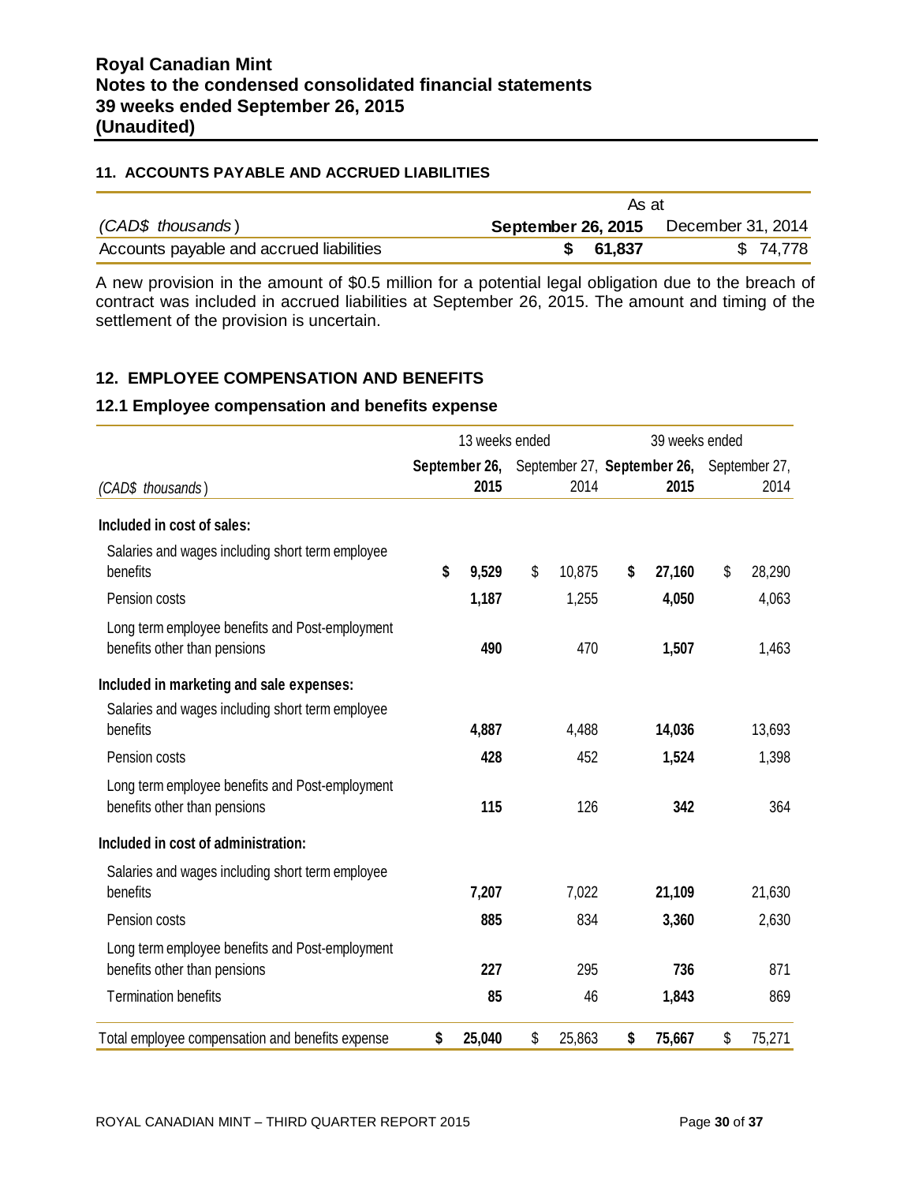## 11. ACCOUNTS PAYABLE AND ACCRUED LIABILITIES

| *(CAD$ thousands)* | As at September 26, 2015 | As at December 31, 2014 |
|---|---|---|
| Accounts payable and accrued liabilities | **$ 61,837** | $ 74,778 |

A new provision in the amount of $0.5 million for a potential legal obligation due to the breach of contract was included in accrued liabilities at September 26, 2015. The amount and timing of the settlement of the provision is uncertain.

## 12. EMPLOYEE COMPENSATION AND BENEFITS

### 12.1 Employee compensation and benefits expense

| | 13 weeks ended | | 39 weeks ended | |
|---|---|---|---|---|
| *(CAD$ thousands)* | **September 26, 2015** | September 27, 2014 | **September 26, 2015** | September 27, 2014 |
| **Included in cost of sales:** | | | | |
| Salaries and wages including short term employee benefits | **$ 9,529** | $ 10,875 | **$ 27,160** | $ 28,290 |
| Pension costs | **1,187** | 1,255 | **4,050** | 4,063 |
| Long term employee benefits and Post-employment benefits other than pensions | **490** | 470 | **1,507** | 1,463 |
| **Included in marketing and sale expenses:** | | | | |
| Salaries and wages including short term employee benefits | **4,887** | 4,488 | **14,036** | 13,693 |
| Pension costs | **428** | 452 | **1,524** | 1,398 |
| Long term employee benefits and Post-employment benefits other than pensions | **115** | 126 | **342** | 364 |
| **Included in cost of administration:** | | | | |
| Salaries and wages including short term employee benefits | **7,207** | 7,022 | **21,109** | 21,630 |
| Pension costs | **885** | 834 | **3,360** | 2,630 |
| Long term employee benefits and Post-employment benefits other than pensions | **227** | 295 | **736** | 871 |
| Termination benefits | **85** | 46 | **1,843** | 869 |
| Total employee compensation and benefits expense | **$ 25,040** | $ 25,863 | **$ 75,667** | $ 75,271 |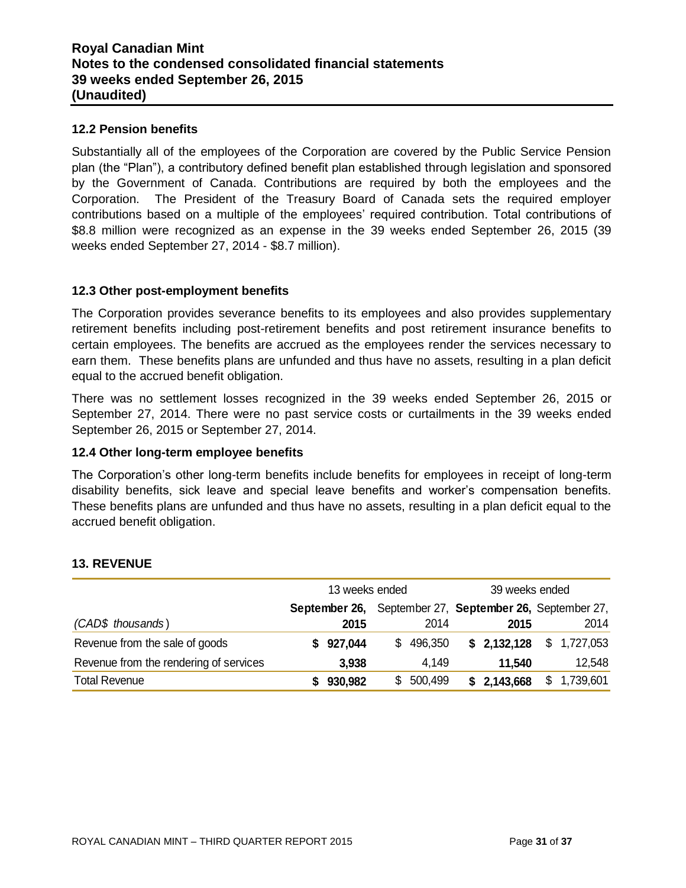### 12.2 Pension benefits

Substantially all of the employees of the Corporation are covered by the Public Service Pension plan (the "Plan"), a contributory defined benefit plan established through legislation and sponsored by the Government of Canada. Contributions are required by both the employees and the Corporation. The President of the Treasury Board of Canada sets the required employer contributions based on a multiple of the employees' required contribution. Total contributions of $8.8 million were recognized as an expense in the 39 weeks ended September 26, 2015 (39 weeks ended September 27, 2014 - $8.7 million).

### 12.3 Other post-employment benefits

The Corporation provides severance benefits to its employees and also provides supplementary retirement benefits including post-retirement benefits and post retirement insurance benefits to certain employees. The benefits are accrued as the employees render the services necessary to earn them. These benefits plans are unfunded and thus have no assets, resulting in a plan deficit equal to the accrued benefit obligation.

There was no settlement losses recognized in the 39 weeks ended September 26, 2015 or September 27, 2014. There were no past service costs or curtailments in the 39 weeks ended September 26, 2015 or September 27, 2014.

### 12.4 Other long-term employee benefits

The Corporation's other long-term benefits include benefits for employees in receipt of long-term disability benefits, sick leave and special leave benefits and worker's compensation benefits. These benefits plans are unfunded and thus have no assets, resulting in a plan deficit equal to the accrued benefit obligation.

## 13. REVENUE

| | 13 weeks ended | | 39 weeks ended | |
|---|---|---|---|---|
| *(CAD$ thousands)* | **September 26, 2015** | September 27, 2014 | **September 26, 2015** | September 27, 2014 |
| Revenue from the sale of goods | **$ 927,044** | $ 496,350 | **$ 2,132,128** | $ 1,727,053 |
| Revenue from the rendering of services | **3,938** | 4,149 | **11,540** | 12,548 |
| Total Revenue | **$ 930,982** | $ 500,499 | **$ 2,143,668** | $ 1,739,601 |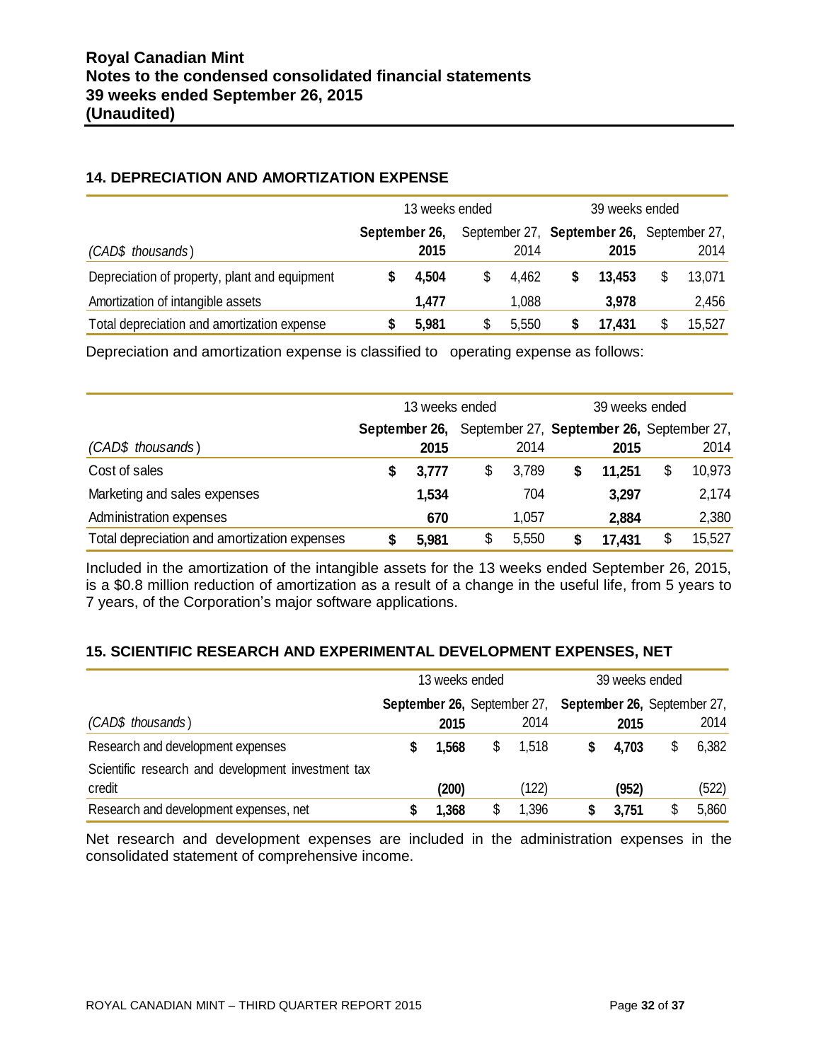## 14. DEPRECIATION AND AMORTIZATION EXPENSE

| *(CAD$ thousands)* | 13 weeks ended | | 39 weeks ended | |
|---|---|---|---|---|
| | **September 26, 2015** | September 27, 2014 | **September 26, 2015** | September 27, 2014 |
| Depreciation of property, plant and equipment | **$ 4,504** | $ 4,462 | **$ 13,453** | $ 13,071 |
| Amortization of intangible assets | **1,477** | 1,088 | **3,978** | 2,456 |
| Total depreciation and amortization expense | **$ 5,981** | $ 5,550 | **$ 17,431** | $ 15,527 |

Depreciation and amortization expense is classified to operating expense as follows:

| *(CAD$ thousands)* | 13 weeks ended | | 39 weeks ended | |
|---|---|---|---|---|
| | **September 26, 2015** | September 27, 2014 | **September 26, 2015** | September 27, 2014 |
| Cost of sales | **$ 3,777** | $ 3,789 | **$ 11,251** | $ 10,973 |
| Marketing and sales expenses | **1,534** | 704 | **3,297** | 2,174 |
| Administration expenses | **670** | 1,057 | **2,884** | 2,380 |
| Total depreciation and amortization expenses | **$ 5,981** | $ 5,550 | **$ 17,431** | $ 15,527 |

Included in the amortization of the intangible assets for the 13 weeks ended September 26, 2015, is a $0.8 million reduction of amortization as a result of a change in the useful life, from 5 years to 7 years, of the Corporation's major software applications.

## 15. SCIENTIFIC RESEARCH AND EXPERIMENTAL DEVELOPMENT EXPENSES, NET

| *(CAD$ thousands)* | 13 weeks ended | | 39 weeks ended | |
|---|---|---|---|---|
| | **September 26, 2015** | September 27, 2014 | **September 26, 2015** | September 27, 2014 |
| Research and development expenses | **$ 1,568** | $ 1,518 | **$ 4,703** | $ 6,382 |
| Scientific research and development investment tax credit | **(200)** | (122) | **(952)** | (522) |
| Research and development expenses, net | **$ 1,368** | $ 1,396 | **$ 3,751** | $ 5,860 |

Net research and development expenses are included in the administration expenses in the consolidated statement of comprehensive income.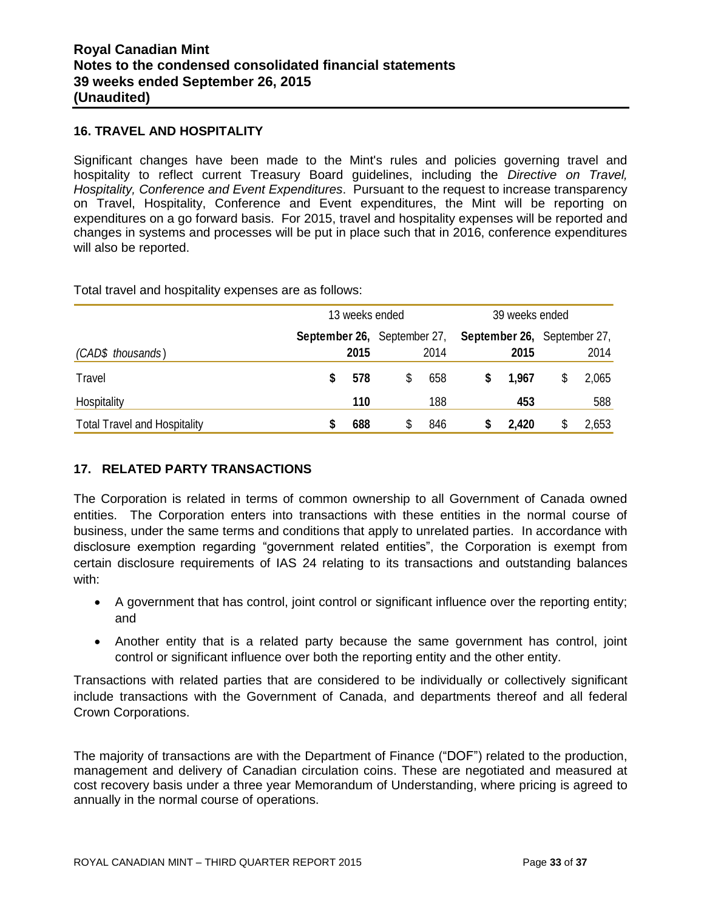## 16. TRAVEL AND HOSPITALITY

Significant changes have been made to the Mint's rules and policies governing travel and hospitality to reflect current Treasury Board guidelines, including the *Directive on Travel, Hospitality, Conference and Event Expenditures*. Pursuant to the request to increase transparency on Travel, Hospitality, Conference and Event expenditures, the Mint will be reporting on expenditures on a go forward basis. For 2015, travel and hospitality expenses will be reported and changes in systems and processes will be put in place such that in 2016, conference expenditures will also be reported.

Total travel and hospitality expenses are as follows:

| | 13 weeks ended | | 39 weeks ended | |
|---|---|---|---|---|
| *(CAD$ thousands)* | **September 26, 2015** | September 27, 2014 | **September 26, 2015** | September 27, 2014 |
| Travel | **$ 578** | $ 658 | **$ 1,967** | $ 2,065 |
| Hospitality | **110** | 188 | **453** | 588 |
| Total Travel and Hospitality | **$ 688** | $ 846 | **$ 2,420** | $ 2,653 |

## 17. RELATED PARTY TRANSACTIONS

The Corporation is related in terms of common ownership to all Government of Canada owned entities. The Corporation enters into transactions with these entities in the normal course of business, under the same terms and conditions that apply to unrelated parties. In accordance with disclosure exemption regarding "government related entities", the Corporation is exempt from certain disclosure requirements of IAS 24 relating to its transactions and outstanding balances with:

- A government that has control, joint control or significant influence over the reporting entity; and
- Another entity that is a related party because the same government has control, joint control or significant influence over both the reporting entity and the other entity.

Transactions with related parties that are considered to be individually or collectively significant include transactions with the Government of Canada, and departments thereof and all federal Crown Corporations.

The majority of transactions are with the Department of Finance ("DOF") related to the production, management and delivery of Canadian circulation coins. These are negotiated and measured at cost recovery basis under a three year Memorandum of Understanding, where pricing is agreed to annually in the normal course of operations.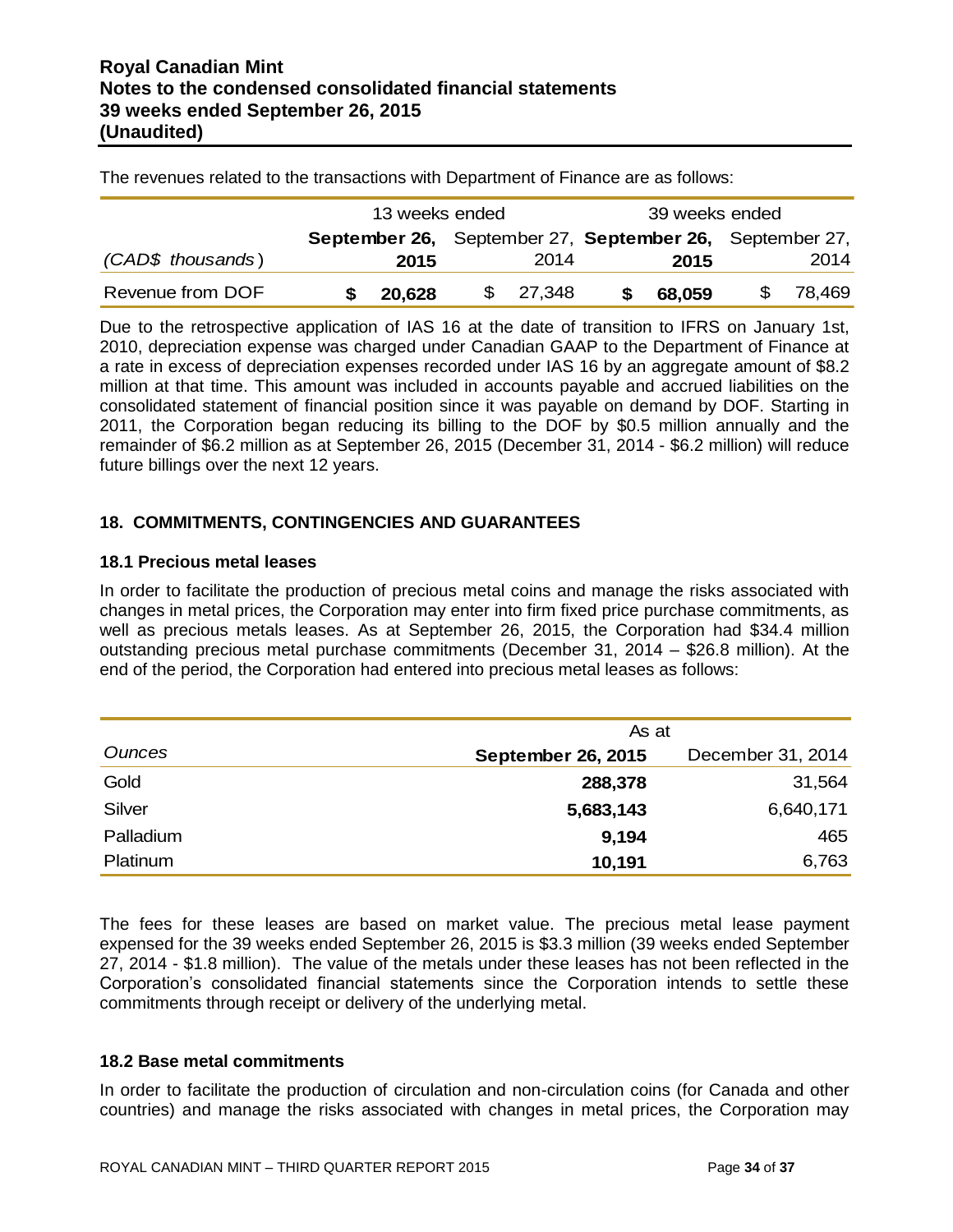The revenues related to the transactions with Department of Finance are as follows:

| | 13 weeks ended | | 39 weeks ended | |
|---|---|---|---|---|
| *(CAD$ thousands)* | **September 26, 2015** | September 27, 2014 | **September 26, 2015** | September 27, 2014 |
| Revenue from DOF | **$ 20,628** | $ 27,348 | **$ 68,059** | $ 78,469 |

Due to the retrospective application of IAS 16 at the date of transition to IFRS on January 1st, 2010, depreciation expense was charged under Canadian GAAP to the Department of Finance at a rate in excess of depreciation expenses recorded under IAS 16 by an aggregate amount of $8.2 million at that time. This amount was included in accounts payable and accrued liabilities on the consolidated statement of financial position since it was payable on demand by DOF. Starting in 2011, the Corporation began reducing its billing to the DOF by $0.5 million annually and the remainder of $6.2 million as at September 26, 2015 (December 31, 2014 - $6.2 million) will reduce future billings over the next 12 years.

## 18. COMMITMENTS, CONTINGENCIES AND GUARANTEES

### 18.1 Precious metal leases

In order to facilitate the production of precious metal coins and manage the risks associated with changes in metal prices, the Corporation may enter into firm fixed price purchase commitments, as well as precious metals leases. As at September 26, 2015, the Corporation had $34.4 million outstanding precious metal purchase commitments (December 31, 2014 – $26.8 million). At the end of the period, the Corporation had entered into precious metal leases as follows:

| | As at | |
|---|---|---|
| *Ounces* | **September 26, 2015** | December 31, 2014 |
| Gold | **288,378** | 31,564 |
| Silver | **5,683,143** | 6,640,171 |
| Palladium | **9,194** | 465 |
| Platinum | **10,191** | 6,763 |

The fees for these leases are based on market value. The precious metal lease payment expensed for the 39 weeks ended September 26, 2015 is $3.3 million (39 weeks ended September 27, 2014 - $1.8 million). The value of the metals under these leases has not been reflected in the Corporation's consolidated financial statements since the Corporation intends to settle these commitments through receipt or delivery of the underlying metal.

### 18.2 Base metal commitments

In order to facilitate the production of circulation and non-circulation coins (for Canada and other countries) and manage the risks associated with changes in metal prices, the Corporation may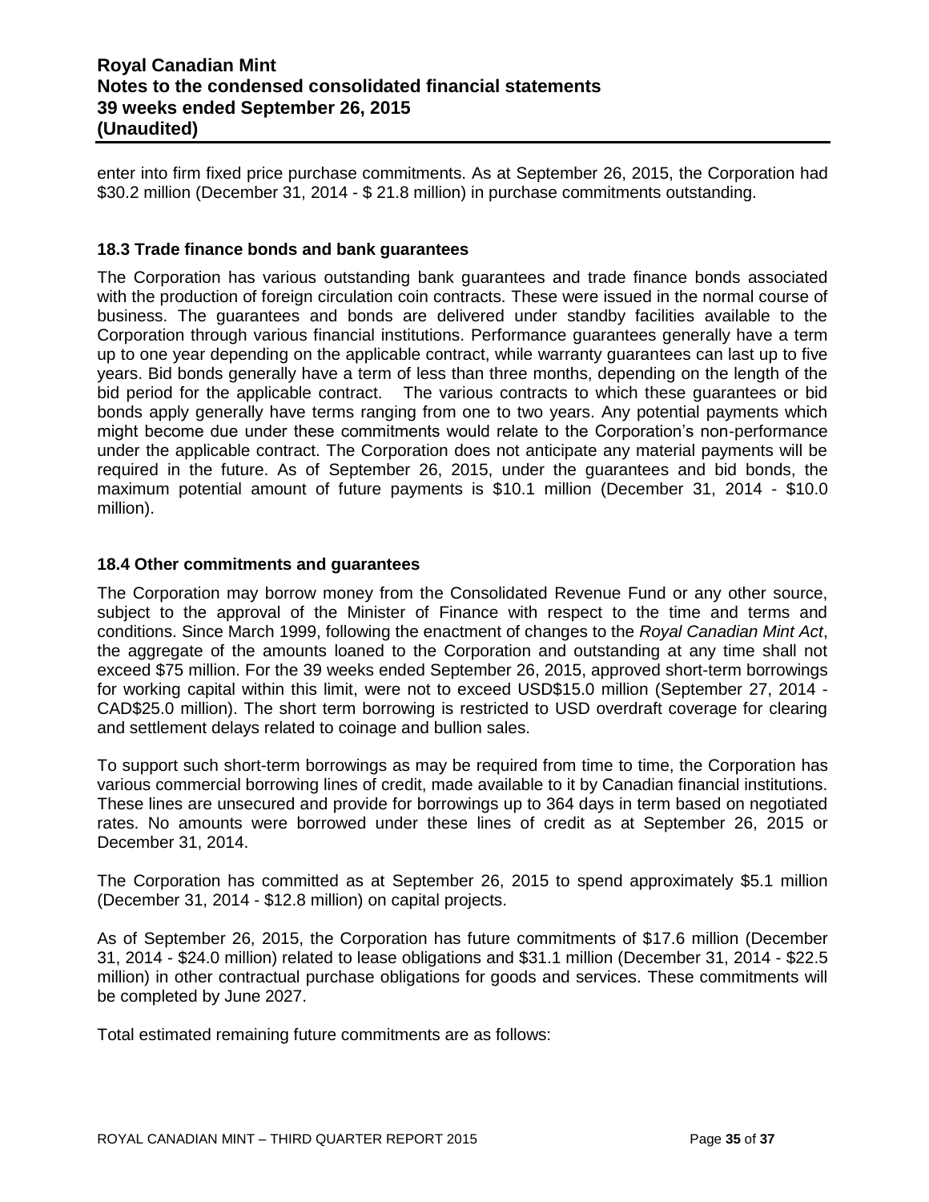enter into firm fixed price purchase commitments. As at September 26, 2015, the Corporation had \$30.2 million (December 31, 2014 - \$ 21.8 million) in purchase commitments outstanding.

### 18.3 Trade finance bonds and bank guarantees

The Corporation has various outstanding bank guarantees and trade finance bonds associated with the production of foreign circulation coin contracts. These were issued in the normal course of business. The guarantees and bonds are delivered under standby facilities available to the Corporation through various financial institutions. Performance guarantees generally have a term up to one year depending on the applicable contract, while warranty guarantees can last up to five years. Bid bonds generally have a term of less than three months, depending on the length of the bid period for the applicable contract. The various contracts to which these guarantees or bid bonds apply generally have terms ranging from one to two years. Any potential payments which might become due under these commitments would relate to the Corporation's non-performance under the applicable contract. The Corporation does not anticipate any material payments will be required in the future. As of September 26, 2015, under the guarantees and bid bonds, the maximum potential amount of future payments is \$10.1 million (December 31, 2014 - \$10.0 million).

### 18.4 Other commitments and guarantees

The Corporation may borrow money from the Consolidated Revenue Fund or any other source, subject to the approval of the Minister of Finance with respect to the time and terms and conditions. Since March 1999, following the enactment of changes to the *Royal Canadian Mint Act*, the aggregate of the amounts loaned to the Corporation and outstanding at any time shall not exceed \$75 million. For the 39 weeks ended September 26, 2015, approved short-term borrowings for working capital within this limit, were not to exceed USD\$15.0 million (September 27, 2014 - CAD\$25.0 million). The short term borrowing is restricted to USD overdraft coverage for clearing and settlement delays related to coinage and bullion sales.

To support such short-term borrowings as may be required from time to time, the Corporation has various commercial borrowing lines of credit, made available to it by Canadian financial institutions. These lines are unsecured and provide for borrowings up to 364 days in term based on negotiated rates. No amounts were borrowed under these lines of credit as at September 26, 2015 or December 31, 2014.

The Corporation has committed as at September 26, 2015 to spend approximately \$5.1 million (December 31, 2014 - \$12.8 million) on capital projects.

As of September 26, 2015, the Corporation has future commitments of \$17.6 million (December 31, 2014 - \$24.0 million) related to lease obligations and \$31.1 million (December 31, 2014 - \$22.5 million) in other contractual purchase obligations for goods and services. These commitments will be completed by June 2027.

Total estimated remaining future commitments are as follows: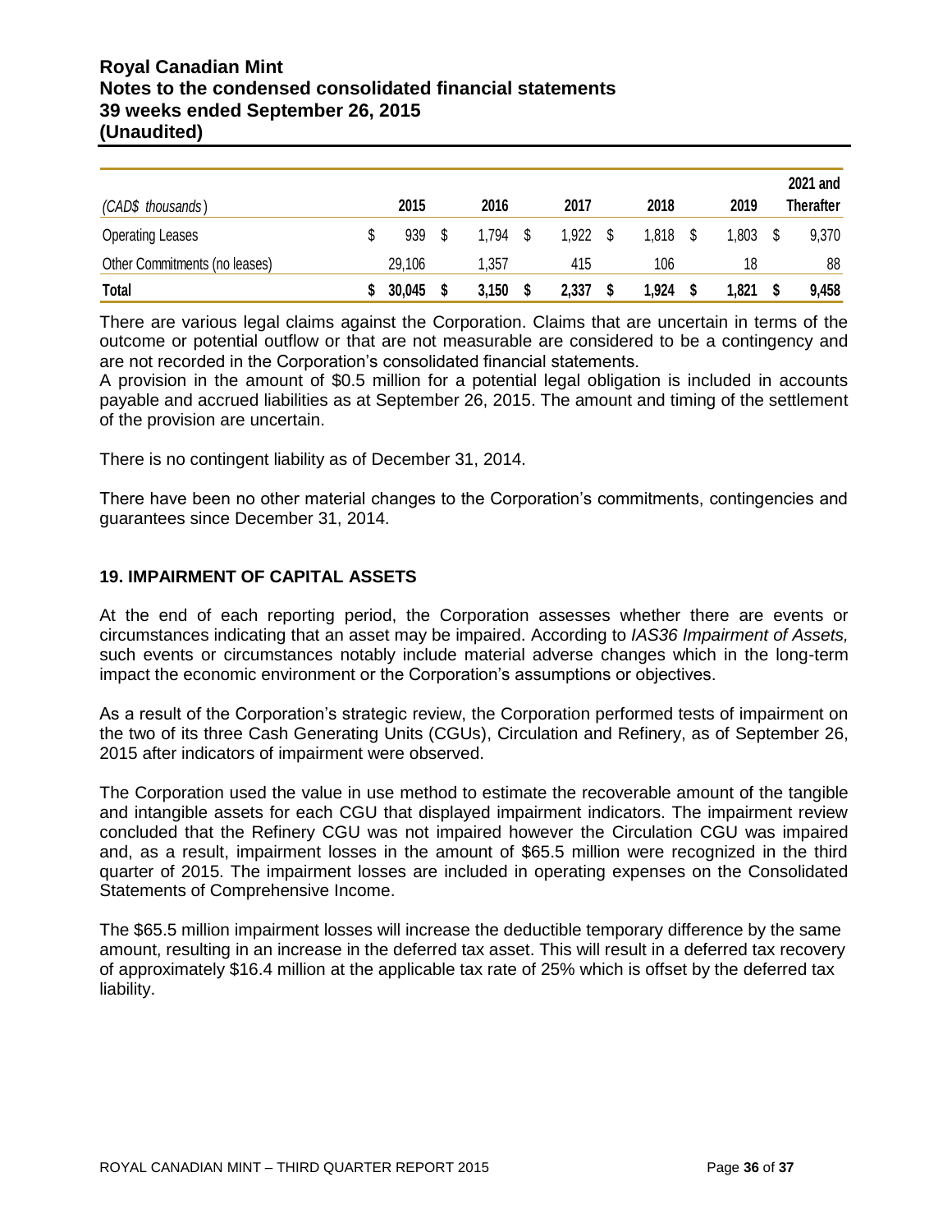| *(CAD$ thousands)* | 2015 | 2016 | 2017 | 2018 | 2019 | 2021 and Therafter |
|---|---|---|---|---|---|---|
| Operating Leases | $ 939 | $ 1,794 | $ 1,922 | $ 1,818 | $ 1,803 | $ 9,370 |
| Other Commitments (no leases) | 29,106 | 1,357 | 415 | 106 | 18 | 88 |
| **Total** | **$ 30,045** | **$ 3,150** | **$ 2,337** | **$ 1,924** | **$ 1,821** | **$ 9,458** |

There are various legal claims against the Corporation. Claims that are uncertain in terms of the outcome or potential outflow or that are not measurable are considered to be a contingency and are not recorded in the Corporation's consolidated financial statements.
A provision in the amount of $0.5 million for a potential legal obligation is included in accounts payable and accrued liabilities as at September 26, 2015. The amount and timing of the settlement of the provision are uncertain.

There is no contingent liability as of December 31, 2014.

There have been no other material changes to the Corporation's commitments, contingencies and guarantees since December 31, 2014.

## 19. IMPAIRMENT OF CAPITAL ASSETS

At the end of each reporting period, the Corporation assesses whether there are events or circumstances indicating that an asset may be impaired. According to *IAS36 Impairment of Assets,* such events or circumstances notably include material adverse changes which in the long-term impact the economic environment or the Corporation's assumptions or objectives.

As a result of the Corporation's strategic review, the Corporation performed tests of impairment on the two of its three Cash Generating Units (CGUs), Circulation and Refinery, as of September 26, 2015 after indicators of impairment were observed.

The Corporation used the value in use method to estimate the recoverable amount of the tangible and intangible assets for each CGU that displayed impairment indicators. The impairment review concluded that the Refinery CGU was not impaired however the Circulation CGU was impaired and, as a result, impairment losses in the amount of $65.5 million were recognized in the third quarter of 2015. The impairment losses are included in operating expenses on the Consolidated Statements of Comprehensive Income.

The $65.5 million impairment losses will increase the deductible temporary difference by the same amount, resulting in an increase in the deferred tax asset. This will result in a deferred tax recovery of approximately $16.4 million at the applicable tax rate of 25% which is offset by the deferred tax liability.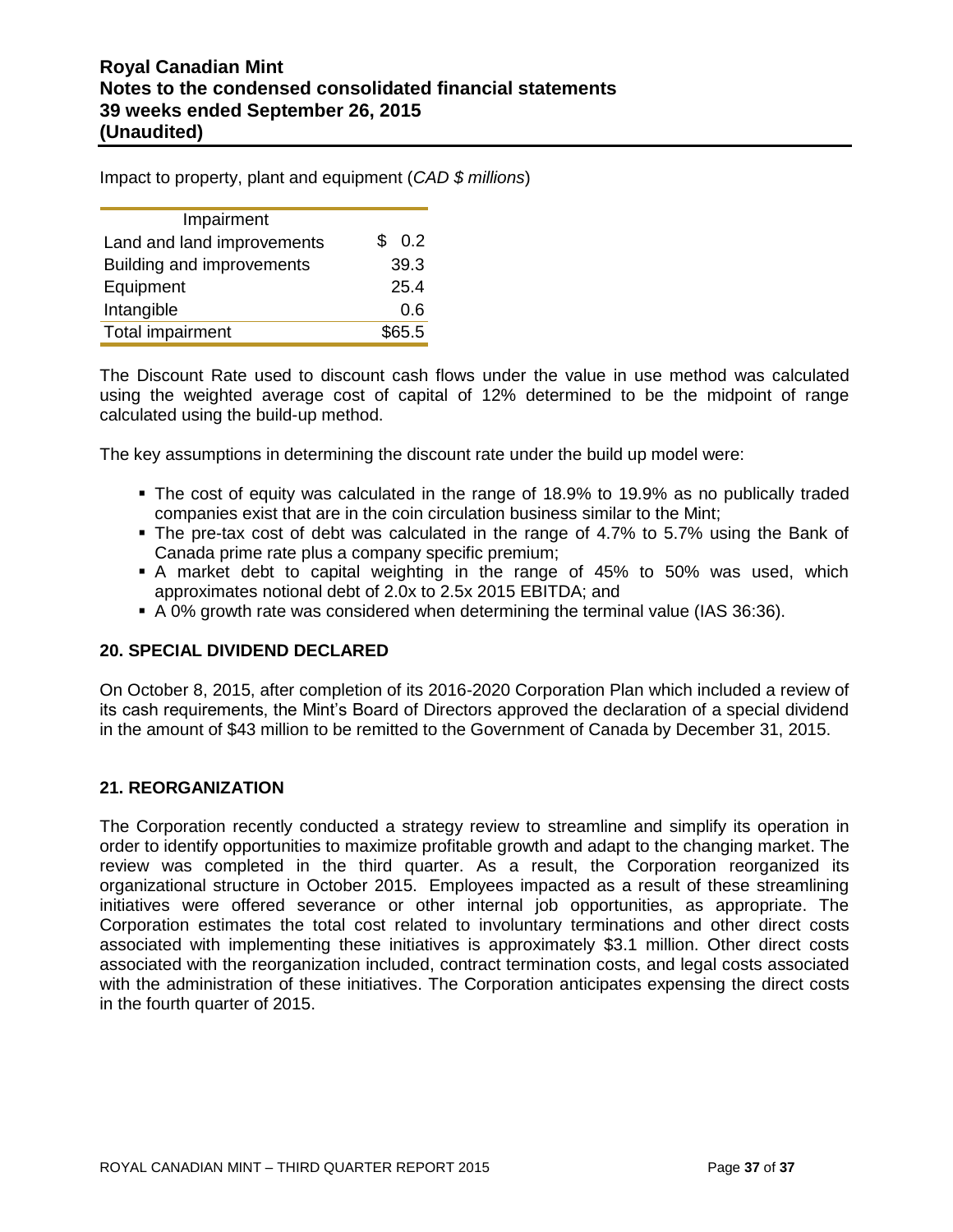Impact to property, plant and equipment (*CAD $ millions*)

| Impairment | |
|---|---|
| Land and land improvements | $ 0.2 |
| Building and improvements | 39.3 |
| Equipment | 25.4 |
| Intangible | 0.6 |
| Total impairment | $65.5 |

The Discount Rate used to discount cash flows under the value in use method was calculated using the weighted average cost of capital of 12% determined to be the midpoint of range calculated using the build-up method.

The key assumptions in determining the discount rate under the build up model were:

- The cost of equity was calculated in the range of 18.9% to 19.9% as no publically traded companies exist that are in the coin circulation business similar to the Mint;
- The pre-tax cost of debt was calculated in the range of 4.7% to 5.7% using the Bank of Canada prime rate plus a company specific premium;
- A market debt to capital weighting in the range of 45% to 50% was used, which approximates notional debt of 2.0x to 2.5x 2015 EBITDA; and
- A 0% growth rate was considered when determining the terminal value (IAS 36:36).

## 20. SPECIAL DIVIDEND DECLARED

On October 8, 2015, after completion of its 2016-2020 Corporation Plan which included a review of its cash requirements, the Mint's Board of Directors approved the declaration of a special dividend in the amount of $43 million to be remitted to the Government of Canada by December 31, 2015.

## 21. REORGANIZATION

The Corporation recently conducted a strategy review to streamline and simplify its operation in order to identify opportunities to maximize profitable growth and adapt to the changing market. The review was completed in the third quarter. As a result, the Corporation reorganized its organizational structure in October 2015. Employees impacted as a result of these streamlining initiatives were offered severance or other internal job opportunities, as appropriate. The Corporation estimates the total cost related to involuntary terminations and other direct costs associated with implementing these initiatives is approximately $3.1 million. Other direct costs associated with the reorganization included, contract termination costs, and legal costs associated with the administration of these initiatives. The Corporation anticipates expensing the direct costs in the fourth quarter of 2015.